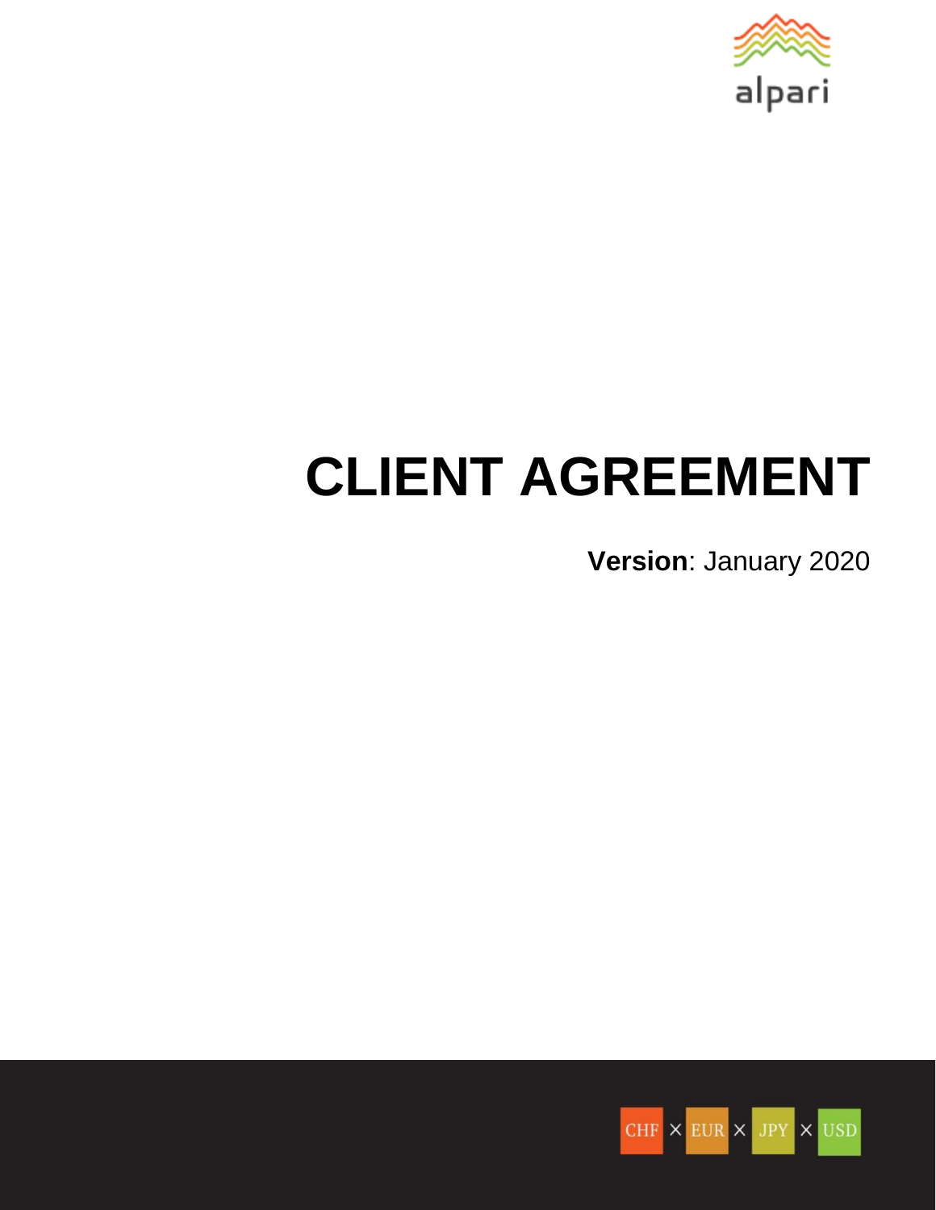alpari

# CLIENT AGREEMENT

**Version**: January 2020

CHF × EUR × JPY × USD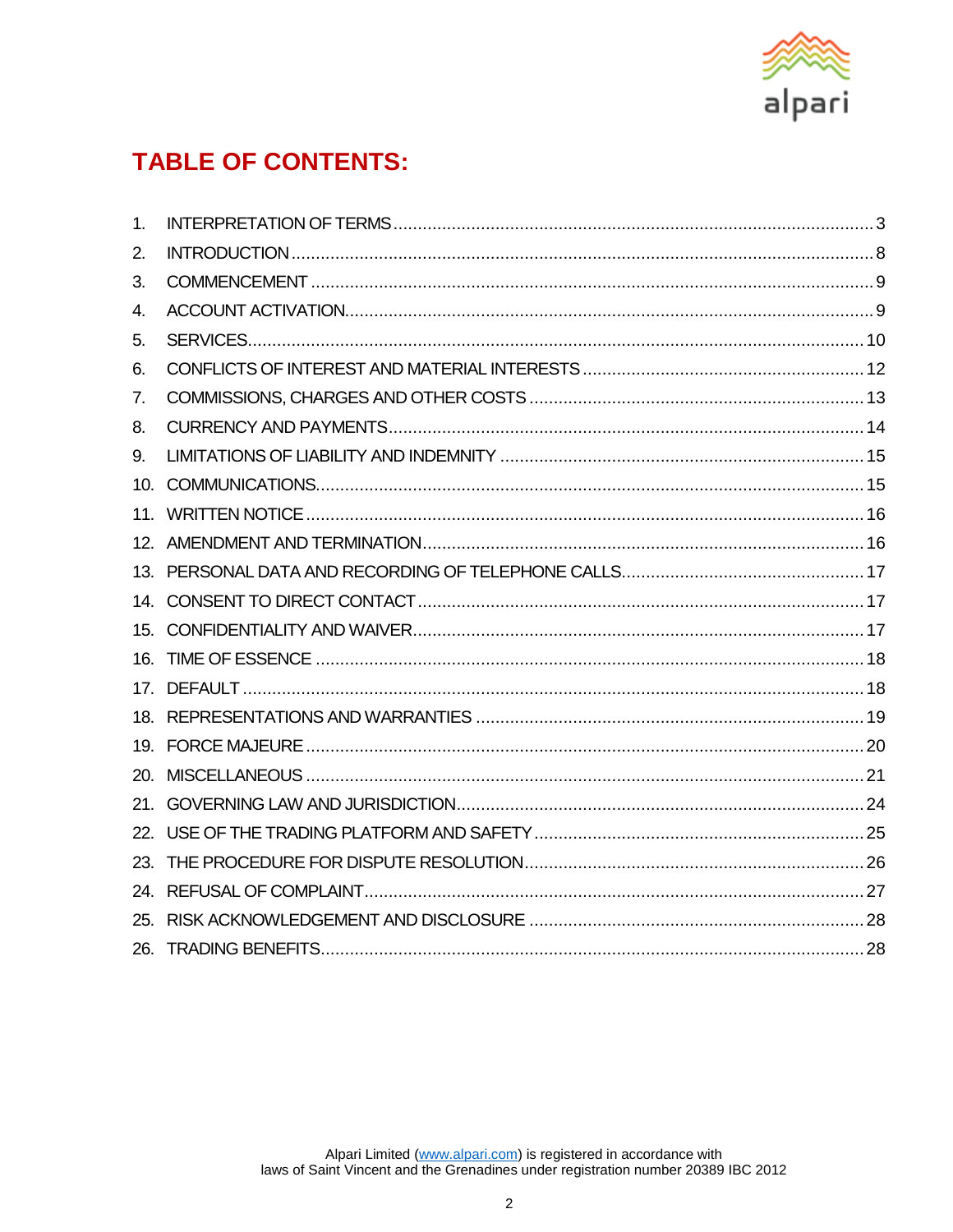# TABLE OF CONTENTS:

1. INTERPRETATION OF TERMS .......... 3
2. INTRODUCTION .......... 8
3. COMMENCEMENT .......... 9
4. ACCOUNT ACTIVATION .......... 9
5. SERVICES .......... 10
6. CONFLICTS OF INTEREST AND MATERIAL INTERESTS .......... 12
7. COMMISSIONS, CHARGES AND OTHER COSTS .......... 13
8. CURRENCY AND PAYMENTS .......... 14
9. LIMITATIONS OF LIABILITY AND INDEMNITY .......... 15
10. COMMUNICATIONS .......... 15
11. WRITTEN NOTICE .......... 16
12. AMENDMENT AND TERMINATION .......... 16
13. PERSONAL DATA AND RECORDING OF TELEPHONE CALLS .......... 17
14. CONSENT TO DIRECT CONTACT .......... 17
15. CONFIDENTIALITY AND WAIVER .......... 17
16. TIME OF ESSENCE .......... 18
17. DEFAULT .......... 18
18. REPRESENTATIONS AND WARRANTIES .......... 19
19. FORCE MAJEURE .......... 20
20. MISCELLANEOUS .......... 21
21. GOVERNING LAW AND JURISDICTION .......... 24
22. USE OF THE TRADING PLATFORM AND SAFETY .......... 25
23. THE PROCEDURE FOR DISPUTE RESOLUTION .......... 26
24. REFUSAL OF COMPLAINT .......... 27
25. RISK ACKNOWLEDGEMENT AND DISCLOSURE .......... 28
26. TRADING BENEFITS .......... 28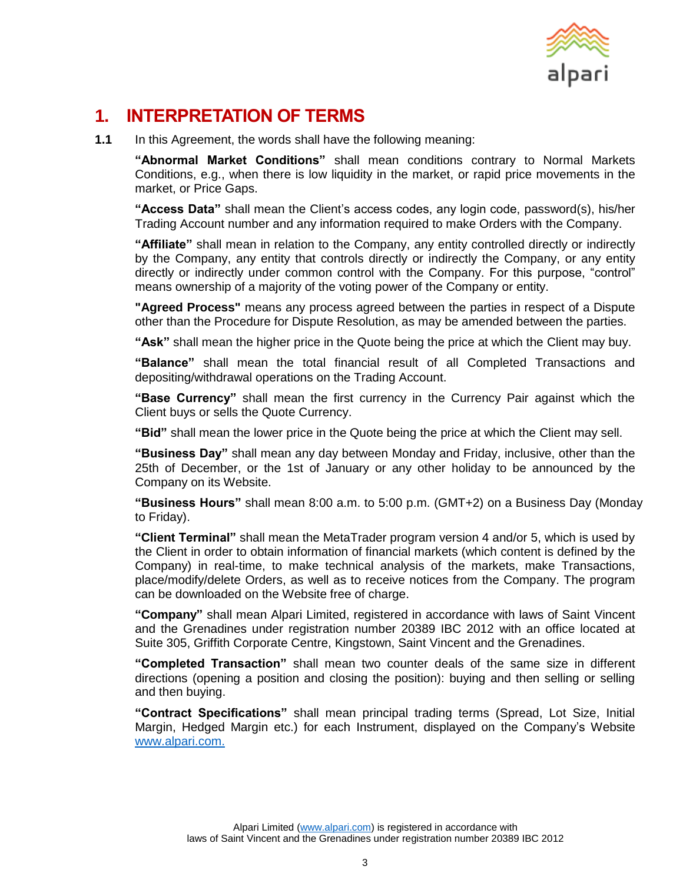# 1. INTERPRETATION OF TERMS

**1.1** In this Agreement, the words shall have the following meaning:

**"Abnormal Market Conditions"** shall mean conditions contrary to Normal Markets Conditions, e.g., when there is low liquidity in the market, or rapid price movements in the market, or Price Gaps.

**"Access Data"** shall mean the Client's access codes, any login code, password(s), his/her Trading Account number and any information required to make Orders with the Company.

**"Affiliate"** shall mean in relation to the Company, any entity controlled directly or indirectly by the Company, any entity that controls directly or indirectly the Company, or any entity directly or indirectly under common control with the Company. For this purpose, "control" means ownership of a majority of the voting power of the Company or entity.

**"Agreed Process"** means any process agreed between the parties in respect of a Dispute other than the Procedure for Dispute Resolution, as may be amended between the parties.

**"Ask"** shall mean the higher price in the Quote being the price at which the Client may buy.

**"Balance"** shall mean the total financial result of all Completed Transactions and depositing/withdrawal operations on the Trading Account.

**"Base Currency"** shall mean the first currency in the Currency Pair against which the Client buys or sells the Quote Currency.

**"Bid"** shall mean the lower price in the Quote being the price at which the Client may sell.

**"Business Day"** shall mean any day between Monday and Friday, inclusive, other than the 25th of December, or the 1st of January or any other holiday to be announced by the Company on its Website.

**"Business Hours"** shall mean 8:00 a.m. to 5:00 p.m. (GMT+2) on a Business Day (Monday to Friday).

**"Client Terminal"** shall mean the MetaTrader program version 4 and/or 5, which is used by the Client in order to obtain information of financial markets (which content is defined by the Company) in real-time, to make technical analysis of the markets, make Transactions, place/modify/delete Orders, as well as to receive notices from the Company. The program can be downloaded on the Website free of charge.

**"Company"** shall mean Alpari Limited, registered in accordance with laws of Saint Vincent and the Grenadines under registration number 20389 IBC 2012 with an office located at Suite 305, Griffith Corporate Centre, Kingstown, Saint Vincent and the Grenadines.

**"Completed Transaction"** shall mean two counter deals of the same size in different directions (opening a position and closing the position): buying and then selling or selling and then buying.

**"Contract Specifications"** shall mean principal trading terms (Spread, Lot Size, Initial Margin, Hedged Margin etc.) for each Instrument, displayed on the Company's Website [www.alpari.com.](http://www.alpari.com)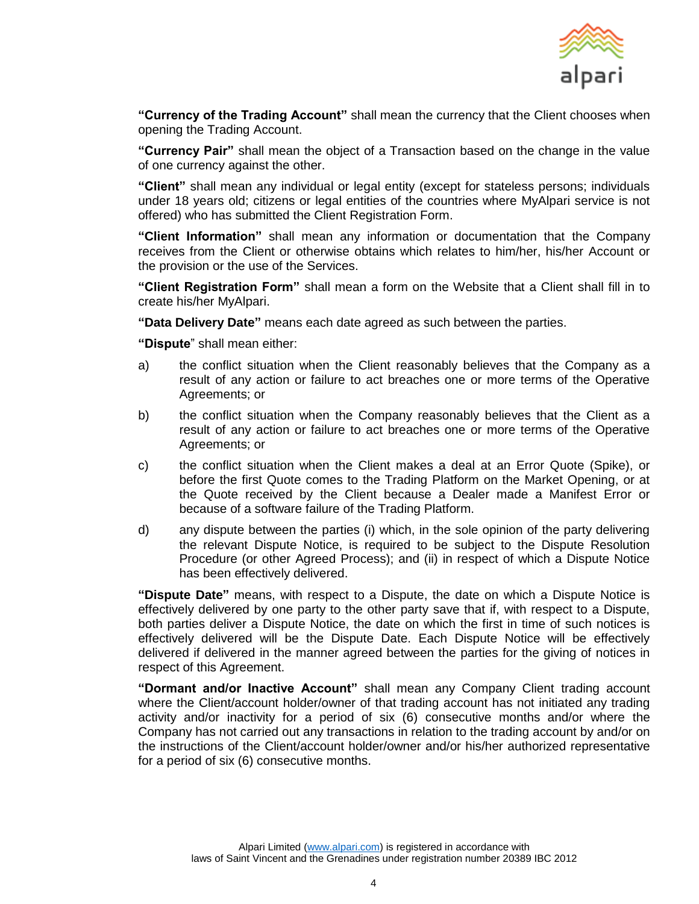**"Currency of the Trading Account"** shall mean the currency that the Client chooses when opening the Trading Account.

**"Currency Pair"** shall mean the object of a Transaction based on the change in the value of one currency against the other.

**"Client"** shall mean any individual or legal entity (except for stateless persons; individuals under 18 years old; citizens or legal entities of the countries where MyAlpari service is not offered) who has submitted the Client Registration Form.

**"Client Information"** shall mean any information or documentation that the Company receives from the Client or otherwise obtains which relates to him/her, his/her Account or the provision or the use of the Services.

**"Client Registration Form"** shall mean a form on the Website that a Client shall fill in to create his/her MyAlpari.

**"Data Delivery Date"** means each date agreed as such between the parties.

**"Dispute**" shall mean either:

a) the conflict situation when the Client reasonably believes that the Company as a result of any action or failure to act breaches one or more terms of the Operative Agreements; or

b) the conflict situation when the Company reasonably believes that the Client as a result of any action or failure to act breaches one or more terms of the Operative Agreements; or

c) the conflict situation when the Client makes a deal at an Error Quote (Spike), or before the first Quote comes to the Trading Platform on the Market Opening, or at the Quote received by the Client because a Dealer made a Manifest Error or because of a software failure of the Trading Platform.

d) any dispute between the parties (i) which, in the sole opinion of the party delivering the relevant Dispute Notice, is required to be subject to the Dispute Resolution Procedure (or other Agreed Process); and (ii) in respect of which a Dispute Notice has been effectively delivered.

**"Dispute Date"** means, with respect to a Dispute, the date on which a Dispute Notice is effectively delivered by one party to the other party save that if, with respect to a Dispute, both parties deliver a Dispute Notice, the date on which the first in time of such notices is effectively delivered will be the Dispute Date. Each Dispute Notice will be effectively delivered if delivered in the manner agreed between the parties for the giving of notices in respect of this Agreement.

**"Dormant and/or Inactive Account"** shall mean any Company Client trading account where the Client/account holder/owner of that trading account has not initiated any trading activity and/or inactivity for a period of six (6) consecutive months and/or where the Company has not carried out any transactions in relation to the trading account by and/or on the instructions of the Client/account holder/owner and/or his/her authorized representative for a period of six (6) consecutive months.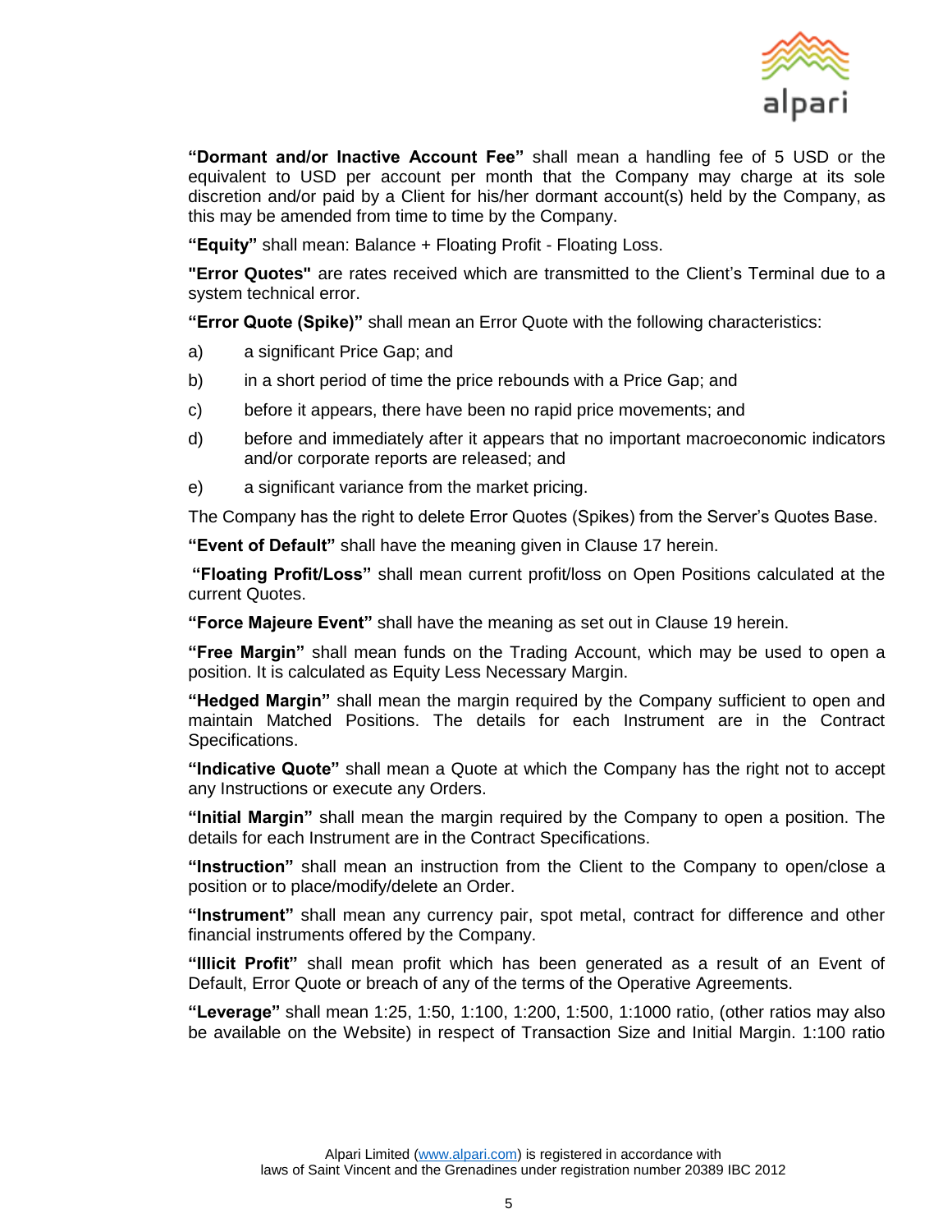**"Dormant and/or Inactive Account Fee"** shall mean a handling fee of 5 USD or the equivalent to USD per account per month that the Company may charge at its sole discretion and/or paid by a Client for his/her dormant account(s) held by the Company, as this may be amended from time to time by the Company.

**"Equity"** shall mean: Balance + Floating Profit - Floating Loss.

**"Error Quotes"** are rates received which are transmitted to the Client's Terminal due to a system technical error.

**"Error Quote (Spike)"** shall mean an Error Quote with the following characteristics:

a) a significant Price Gap; and

b) in a short period of time the price rebounds with a Price Gap; and

c) before it appears, there have been no rapid price movements; and

d) before and immediately after it appears that no important macroeconomic indicators and/or corporate reports are released; and

e) a significant variance from the market pricing.

The Company has the right to delete Error Quotes (Spikes) from the Server's Quotes Base.

**"Event of Default"** shall have the meaning given in Clause 17 herein.

**"Floating Profit/Loss"** shall mean current profit/loss on Open Positions calculated at the current Quotes.

**"Force Majeure Event"** shall have the meaning as set out in Clause 19 herein.

**"Free Margin"** shall mean funds on the Trading Account, which may be used to open a position. It is calculated as Equity Less Necessary Margin.

**"Hedged Margin"** shall mean the margin required by the Company sufficient to open and maintain Matched Positions. The details for each Instrument are in the Contract Specifications.

**"Indicative Quote"** shall mean a Quote at which the Company has the right not to accept any Instructions or execute any Orders.

**"Initial Margin"** shall mean the margin required by the Company to open a position. The details for each Instrument are in the Contract Specifications.

**"Instruction"** shall mean an instruction from the Client to the Company to open/close a position or to place/modify/delete an Order.

**"Instrument"** shall mean any currency pair, spot metal, contract for difference and other financial instruments offered by the Company.

**"Illicit Profit"** shall mean profit which has been generated as a result of an Event of Default, Error Quote or breach of any of the terms of the Operative Agreements.

**"Leverage"** shall mean 1:25, 1:50, 1:100, 1:200, 1:500, 1:1000 ratio, (other ratios may also be available on the Website) in respect of Transaction Size and Initial Margin. 1:100 ratio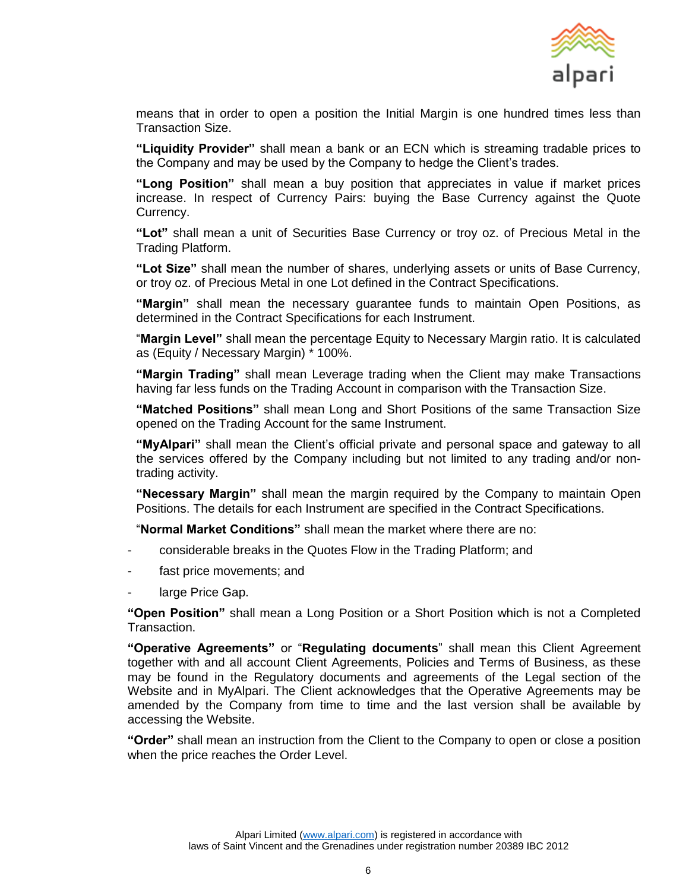means that in order to open a position the Initial Margin is one hundred times less than Transaction Size.

**"Liquidity Provider"** shall mean a bank or an ECN which is streaming tradable prices to the Company and may be used by the Company to hedge the Client's trades.

**"Long Position"** shall mean a buy position that appreciates in value if market prices increase. In respect of Currency Pairs: buying the Base Currency against the Quote Currency.

**"Lot"** shall mean a unit of Securities Base Currency or troy oz. of Precious Metal in the Trading Platform.

**"Lot Size"** shall mean the number of shares, underlying assets or units of Base Currency, or troy oz. of Precious Metal in one Lot defined in the Contract Specifications.

**"Margin"** shall mean the necessary guarantee funds to maintain Open Positions, as determined in the Contract Specifications for each Instrument.

"**Margin Level"** shall mean the percentage Equity to Necessary Margin ratio. It is calculated as (Equity / Necessary Margin) * 100%.

**"Margin Trading"** shall mean Leverage trading when the Client may make Transactions having far less funds on the Trading Account in comparison with the Transaction Size.

**"Matched Positions"** shall mean Long and Short Positions of the same Transaction Size opened on the Trading Account for the same Instrument.

**"MyAlpari"** shall mean the Client's official private and personal space and gateway to all the services offered by the Company including but not limited to any trading and/or non-trading activity.

**"Necessary Margin"** shall mean the margin required by the Company to maintain Open Positions. The details for each Instrument are specified in the Contract Specifications.

"**Normal Market Conditions"** shall mean the market where there are no:

- considerable breaks in the Quotes Flow in the Trading Platform; and
- fast price movements; and
- large Price Gap.

**"Open Position"** shall mean a Long Position or a Short Position which is not a Completed Transaction.

**"Operative Agreements"** or "**Regulating documents**" shall mean this Client Agreement together with and all account Client Agreements, Policies and Terms of Business, as these may be found in the Regulatory documents and agreements of the Legal section of the Website and in MyAlpari. The Client acknowledges that the Operative Agreements may be amended by the Company from time to time and the last version shall be available by accessing the Website.

**"Order"** shall mean an instruction from the Client to the Company to open or close a position when the price reaches the Order Level.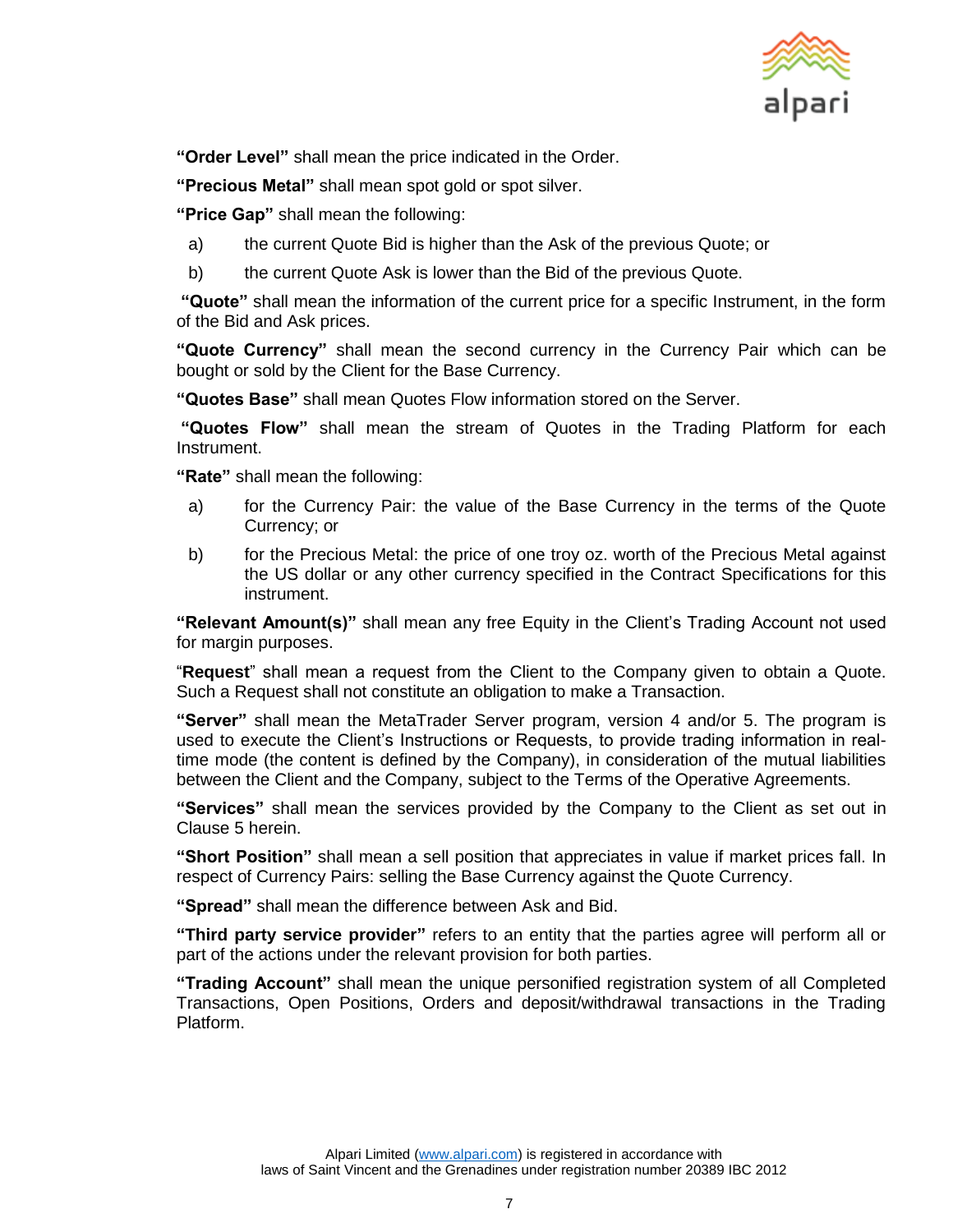**"Order Level"** shall mean the price indicated in the Order.

**"Precious Metal"** shall mean spot gold or spot silver.

**"Price Gap"** shall mean the following:

a) the current Quote Bid is higher than the Ask of the previous Quote; or

b) the current Quote Ask is lower than the Bid of the previous Quote.

**"Quote"** shall mean the information of the current price for a specific Instrument, in the form of the Bid and Ask prices.

**"Quote Currency"** shall mean the second currency in the Currency Pair which can be bought or sold by the Client for the Base Currency.

**"Quotes Base"** shall mean Quotes Flow information stored on the Server.

**"Quotes Flow"** shall mean the stream of Quotes in the Trading Platform for each Instrument.

**"Rate"** shall mean the following:

a) for the Currency Pair: the value of the Base Currency in the terms of the Quote Currency; or

b) for the Precious Metal: the price of one troy oz. worth of the Precious Metal against the US dollar or any other currency specified in the Contract Specifications for this instrument.

**"Relevant Amount(s)"** shall mean any free Equity in the Client's Trading Account not used for margin purposes.

"**Request**" shall mean a request from the Client to the Company given to obtain a Quote. Such a Request shall not constitute an obligation to make a Transaction.

**"Server"** shall mean the MetaTrader Server program, version 4 and/or 5. The program is used to execute the Client's Instructions or Requests, to provide trading information in real-time mode (the content is defined by the Company), in consideration of the mutual liabilities between the Client and the Company, subject to the Terms of the Operative Agreements.

**"Services"** shall mean the services provided by the Company to the Client as set out in Clause 5 herein.

**"Short Position"** shall mean a sell position that appreciates in value if market prices fall. In respect of Currency Pairs: selling the Base Currency against the Quote Currency.

**"Spread"** shall mean the difference between Ask and Bid.

**"Third party service provider"** refers to an entity that the parties agree will perform all or part of the actions under the relevant provision for both parties.

**"Trading Account"** shall mean the unique personified registration system of all Completed Transactions, Open Positions, Orders and deposit/withdrawal transactions in the Trading Platform.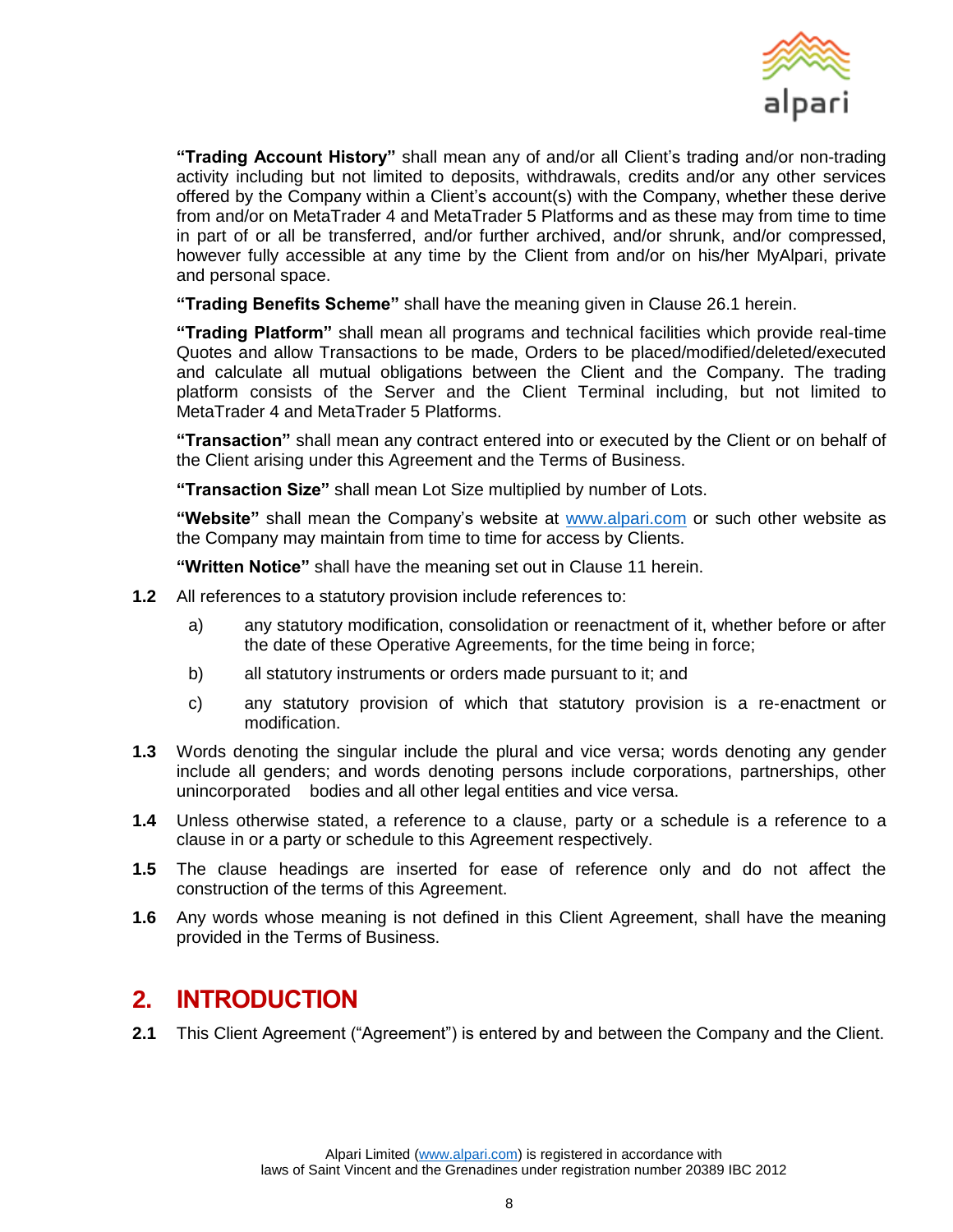**"Trading Account History"** shall mean any of and/or all Client's trading and/or non-trading activity including but not limited to deposits, withdrawals, credits and/or any other services offered by the Company within a Client's account(s) with the Company, whether these derive from and/or on MetaTrader 4 and MetaTrader 5 Platforms and as these may from time to time in part of or all be transferred, and/or further archived, and/or shrunk, and/or compressed, however fully accessible at any time by the Client from and/or on his/her MyAlpari, private and personal space.

**"Trading Benefits Scheme"** shall have the meaning given in Clause 26.1 herein.

**"Trading Platform"** shall mean all programs and technical facilities which provide real-time Quotes and allow Transactions to be made, Orders to be placed/modified/deleted/executed and calculate all mutual obligations between the Client and the Company. The trading platform consists of the Server and the Client Terminal including, but not limited to MetaTrader 4 and MetaTrader 5 Platforms.

**"Transaction"** shall mean any contract entered into or executed by the Client or on behalf of the Client arising under this Agreement and the Terms of Business.

**"Transaction Size"** shall mean Lot Size multiplied by number of Lots.

**"Website"** shall mean the Company's website at www.alpari.com or such other website as the Company may maintain from time to time for access by Clients.

**"Written Notice"** shall have the meaning set out in Clause 11 herein.

**1.2** All references to a statutory provision include references to:

a) any statutory modification, consolidation or reenactment of it, whether before or after the date of these Operative Agreements, for the time being in force;

b) all statutory instruments or orders made pursuant to it; and

c) any statutory provision of which that statutory provision is a re-enactment or modification.

**1.3** Words denoting the singular include the plural and vice versa; words denoting any gender include all genders; and words denoting persons include corporations, partnerships, other unincorporated bodies and all other legal entities and vice versa.

**1.4** Unless otherwise stated, a reference to a clause, party or a schedule is a reference to a clause in or a party or schedule to this Agreement respectively.

**1.5** The clause headings are inserted for ease of reference only and do not affect the construction of the terms of this Agreement.

**1.6** Any words whose meaning is not defined in this Client Agreement, shall have the meaning provided in the Terms of Business.

## 2. INTRODUCTION

**2.1** This Client Agreement ("Agreement") is entered by and between the Company and the Client.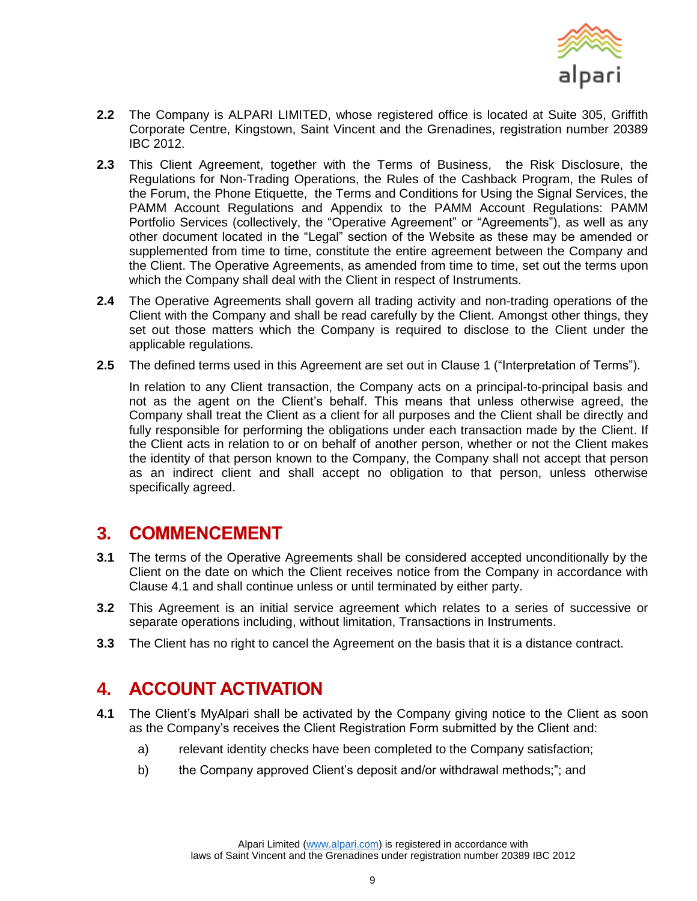**2.2** The Company is ALPARI LIMITED, whose registered office is located at Suite 305, Griffith Corporate Centre, Kingstown, Saint Vincent and the Grenadines, registration number 20389 IBC 2012.

**2.3** This Client Agreement, together with the Terms of Business, the Risk Disclosure, the Regulations for Non-Trading Operations, the Rules of the Cashback Program, the Rules of the Forum, the Phone Etiquette, the Terms and Conditions for Using the Signal Services, the PAMM Account Regulations and Appendix to the PAMM Account Regulations: PAMM Portfolio Services (collectively, the "Operative Agreement" or "Agreements"), as well as any other document located in the "Legal" section of the Website as these may be amended or supplemented from time to time, constitute the entire agreement between the Company and the Client. The Operative Agreements, as amended from time to time, set out the terms upon which the Company shall deal with the Client in respect of Instruments.

**2.4** The Operative Agreements shall govern all trading activity and non-trading operations of the Client with the Company and shall be read carefully by the Client. Amongst other things, they set out those matters which the Company is required to disclose to the Client under the applicable regulations.

**2.5** The defined terms used in this Agreement are set out in Clause 1 ("Interpretation of Terms").

In relation to any Client transaction, the Company acts on a principal-to-principal basis and not as the agent on the Client's behalf. This means that unless otherwise agreed, the Company shall treat the Client as a client for all purposes and the Client shall be directly and fully responsible for performing the obligations under each transaction made by the Client. If the Client acts in relation to or on behalf of another person, whether or not the Client makes the identity of that person known to the Company, the Company shall not accept that person as an indirect client and shall accept no obligation to that person, unless otherwise specifically agreed.

## 3. COMMENCEMENT

**3.1** The terms of the Operative Agreements shall be considered accepted unconditionally by the Client on the date on which the Client receives notice from the Company in accordance with Clause 4.1 and shall continue unless or until terminated by either party.

**3.2** This Agreement is an initial service agreement which relates to a series of successive or separate operations including, without limitation, Transactions in Instruments.

**3.3** The Client has no right to cancel the Agreement on the basis that it is a distance contract.

## 4. ACCOUNT ACTIVATION

**4.1** The Client's MyAlpari shall be activated by the Company giving notice to the Client as soon as the Company's receives the Client Registration Form submitted by the Client and:

a) relevant identity checks have been completed to the Company satisfaction;

b) the Company approved Client's deposit and/or withdrawal methods;"; and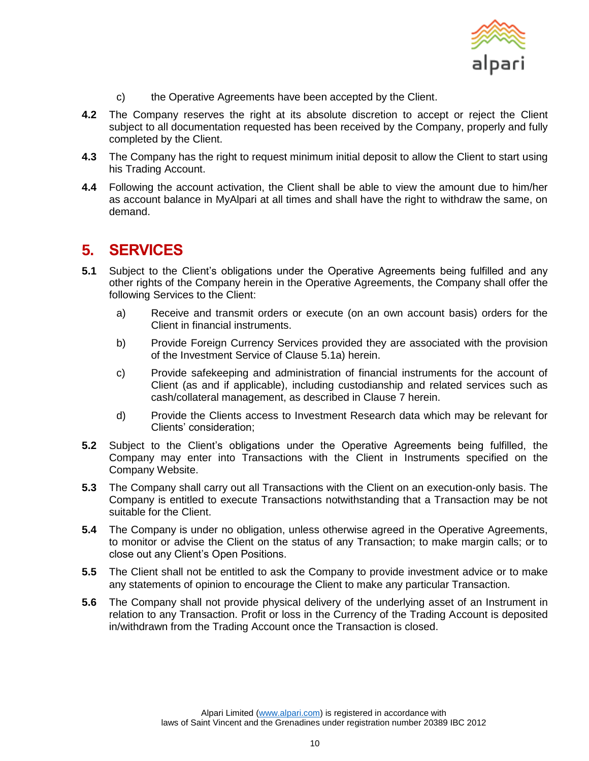c) the Operative Agreements have been accepted by the Client.

**4.2** The Company reserves the right at its absolute discretion to accept or reject the Client subject to all documentation requested has been received by the Company, properly and fully completed by the Client.

**4.3** The Company has the right to request minimum initial deposit to allow the Client to start using his Trading Account.

**4.4** Following the account activation, the Client shall be able to view the amount due to him/her as account balance in MyAlpari at all times and shall have the right to withdraw the same, on demand.

## 5. SERVICES

**5.1** Subject to the Client's obligations under the Operative Agreements being fulfilled and any other rights of the Company herein in the Operative Agreements, the Company shall offer the following Services to the Client:

a) Receive and transmit orders or execute (on an own account basis) orders for the Client in financial instruments.

b) Provide Foreign Currency Services provided they are associated with the provision of the Investment Service of Clause 5.1a) herein.

c) Provide safekeeping and administration of financial instruments for the account of Client (as and if applicable), including custodianship and related services such as cash/collateral management, as described in Clause 7 herein.

d) Provide the Clients access to Investment Research data which may be relevant for Clients' consideration;

**5.2** Subject to the Client's obligations under the Operative Agreements being fulfilled, the Company may enter into Transactions with the Client in Instruments specified on the Company Website.

**5.3** The Company shall carry out all Transactions with the Client on an execution-only basis. The Company is entitled to execute Transactions notwithstanding that a Transaction may be not suitable for the Client.

**5.4** The Company is under no obligation, unless otherwise agreed in the Operative Agreements, to monitor or advise the Client on the status of any Transaction; to make margin calls; or to close out any Client's Open Positions.

**5.5** The Client shall not be entitled to ask the Company to provide investment advice or to make any statements of opinion to encourage the Client to make any particular Transaction.

**5.6** The Company shall not provide physical delivery of the underlying asset of an Instrument in relation to any Transaction. Profit or loss in the Currency of the Trading Account is deposited in/withdrawn from the Trading Account once the Transaction is closed.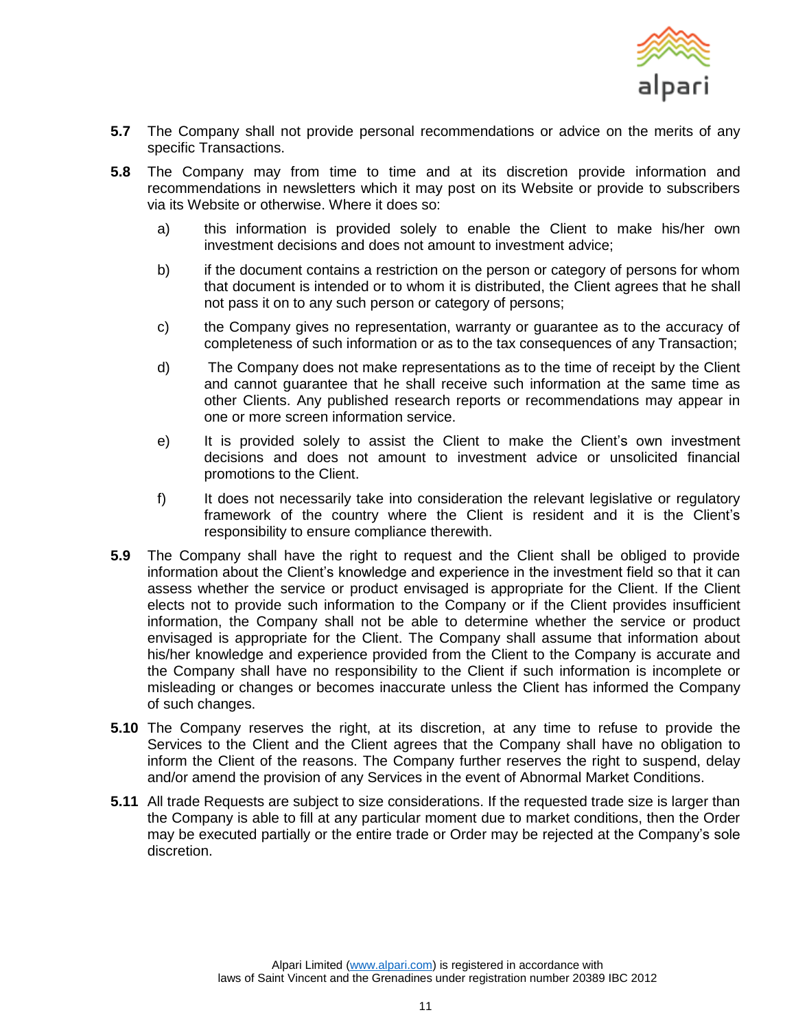**5.7** The Company shall not provide personal recommendations or advice on the merits of any specific Transactions.

**5.8** The Company may from time to time and at its discretion provide information and recommendations in newsletters which it may post on its Website or provide to subscribers via its Website or otherwise. Where it does so:

a) this information is provided solely to enable the Client to make his/her own investment decisions and does not amount to investment advice;

b) if the document contains a restriction on the person or category of persons for whom that document is intended or to whom it is distributed, the Client agrees that he shall not pass it on to any such person or category of persons;

c) the Company gives no representation, warranty or guarantee as to the accuracy of completeness of such information or as to the tax consequences of any Transaction;

d) The Company does not make representations as to the time of receipt by the Client and cannot guarantee that he shall receive such information at the same time as other Clients. Any published research reports or recommendations may appear in one or more screen information service.

e) It is provided solely to assist the Client to make the Client's own investment decisions and does not amount to investment advice or unsolicited financial promotions to the Client.

f) It does not necessarily take into consideration the relevant legislative or regulatory framework of the country where the Client is resident and it is the Client's responsibility to ensure compliance therewith.

**5.9** The Company shall have the right to request and the Client shall be obliged to provide information about the Client's knowledge and experience in the investment field so that it can assess whether the service or product envisaged is appropriate for the Client. If the Client elects not to provide such information to the Company or if the Client provides insufficient information, the Company shall not be able to determine whether the service or product envisaged is appropriate for the Client. The Company shall assume that information about his/her knowledge and experience provided from the Client to the Company is accurate and the Company shall have no responsibility to the Client if such information is incomplete or misleading or changes or becomes inaccurate unless the Client has informed the Company of such changes.

**5.10** The Company reserves the right, at its discretion, at any time to refuse to provide the Services to the Client and the Client agrees that the Company shall have no obligation to inform the Client of the reasons. The Company further reserves the right to suspend, delay and/or amend the provision of any Services in the event of Abnormal Market Conditions.

**5.11** All trade Requests are subject to size considerations. If the requested trade size is larger than the Company is able to fill at any particular moment due to market conditions, then the Order may be executed partially or the entire trade or Order may be rejected at the Company's sole discretion.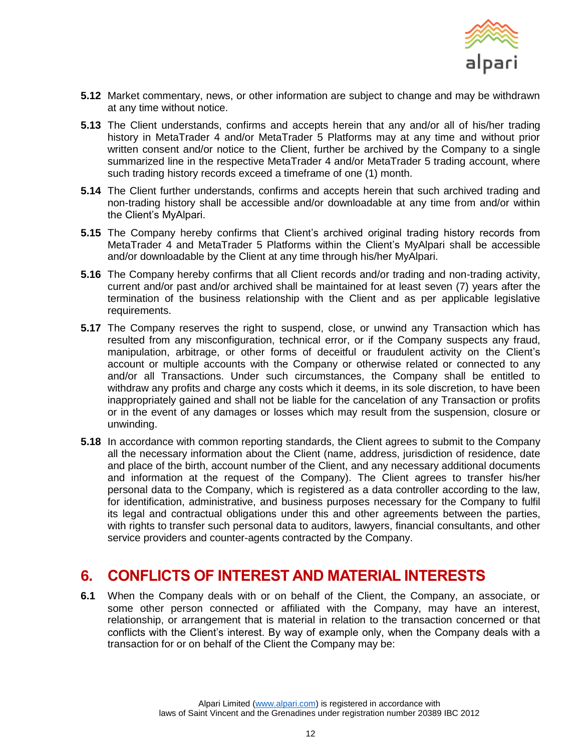**5.12** Market commentary, news, or other information are subject to change and may be withdrawn at any time without notice.

**5.13** The Client understands, confirms and accepts herein that any and/or all of his/her trading history in MetaTrader 4 and/or MetaTrader 5 Platforms may at any time and without prior written consent and/or notice to the Client, further be archived by the Company to a single summarized line in the respective MetaTrader 4 and/or MetaTrader 5 trading account, where such trading history records exceed a timeframe of one (1) month.

**5.14** The Client further understands, confirms and accepts herein that such archived trading and non-trading history shall be accessible and/or downloadable at any time from and/or within the Client's MyAlpari.

**5.15** The Company hereby confirms that Client's archived original trading history records from MetaTrader 4 and MetaTrader 5 Platforms within the Client's MyAlpari shall be accessible and/or downloadable by the Client at any time through his/her MyAlpari.

**5.16** The Company hereby confirms that all Client records and/or trading and non-trading activity, current and/or past and/or archived shall be maintained for at least seven (7) years after the termination of the business relationship with the Client and as per applicable legislative requirements.

**5.17** The Company reserves the right to suspend, close, or unwind any Transaction which has resulted from any misconfiguration, technical error, or if the Company suspects any fraud, manipulation, arbitrage, or other forms of deceitful or fraudulent activity on the Client's account or multiple accounts with the Company or otherwise related or connected to any and/or all Transactions. Under such circumstances, the Company shall be entitled to withdraw any profits and charge any costs which it deems, in its sole discretion, to have been inappropriately gained and shall not be liable for the cancelation of any Transaction or profits or in the event of any damages or losses which may result from the suspension, closure or unwinding.

**5.18** In accordance with common reporting standards, the Client agrees to submit to the Company all the necessary information about the Client (name, address, jurisdiction of residence, date and place of the birth, account number of the Client, and any necessary additional documents and information at the request of the Company). The Client agrees to transfer his/her personal data to the Company, which is registered as a data controller according to the law, for identification, administrative, and business purposes necessary for the Company to fulfil its legal and contractual obligations under this and other agreements between the parties, with rights to transfer such personal data to auditors, lawyers, financial consultants, and other service providers and counter-agents contracted by the Company.

## 6. CONFLICTS OF INTEREST AND MATERIAL INTERESTS

**6.1** When the Company deals with or on behalf of the Client, the Company, an associate, or some other person connected or affiliated with the Company, may have an interest, relationship, or arrangement that is material in relation to the transaction concerned or that conflicts with the Client's interest. By way of example only, when the Company deals with a transaction for or on behalf of the Client the Company may be: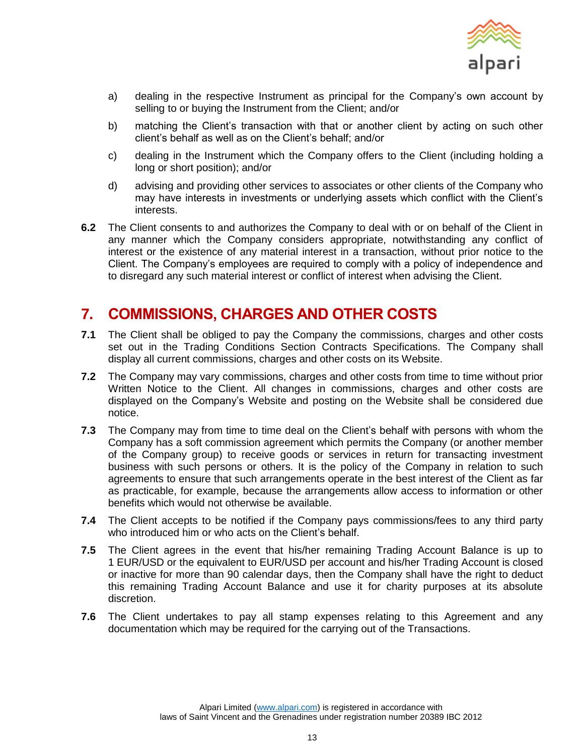a) dealing in the respective Instrument as principal for the Company's own account by selling to or buying the Instrument from the Client; and/or

b) matching the Client's transaction with that or another client by acting on such other client's behalf as well as on the Client's behalf; and/or

c) dealing in the Instrument which the Company offers to the Client (including holding a long or short position); and/or

d) advising and providing other services to associates or other clients of the Company who may have interests in investments or underlying assets which conflict with the Client's interests.

**6.2** The Client consents to and authorizes the Company to deal with or on behalf of the Client in any manner which the Company considers appropriate, notwithstanding any conflict of interest or the existence of any material interest in a transaction, without prior notice to the Client. The Company's employees are required to comply with a policy of independence and to disregard any such material interest or conflict of interest when advising the Client.

## 7. COMMISSIONS, CHARGES AND OTHER COSTS

**7.1** The Client shall be obliged to pay the Company the commissions, charges and other costs set out in the Trading Conditions Section Contracts Specifications. The Company shall display all current commissions, charges and other costs on its Website.

**7.2** The Company may vary commissions, charges and other costs from time to time without prior Written Notice to the Client. All changes in commissions, charges and other costs are displayed on the Company's Website and posting on the Website shall be considered due notice.

**7.3** The Company may from time to time deal on the Client's behalf with persons with whom the Company has a soft commission agreement which permits the Company (or another member of the Company group) to receive goods or services in return for transacting investment business with such persons or others. It is the policy of the Company in relation to such agreements to ensure that such arrangements operate in the best interest of the Client as far as practicable, for example, because the arrangements allow access to information or other benefits which would not otherwise be available.

**7.4** The Client accepts to be notified if the Company pays commissions/fees to any third party who introduced him or who acts on the Client's behalf.

**7.5** The Client agrees in the event that his/her remaining Trading Account Balance is up to 1 EUR/USD or the equivalent to EUR/USD per account and his/her Trading Account is closed or inactive for more than 90 calendar days, then the Company shall have the right to deduct this remaining Trading Account Balance and use it for charity purposes at its absolute discretion.

**7.6** The Client undertakes to pay all stamp expenses relating to this Agreement and any documentation which may be required for the carrying out of the Transactions.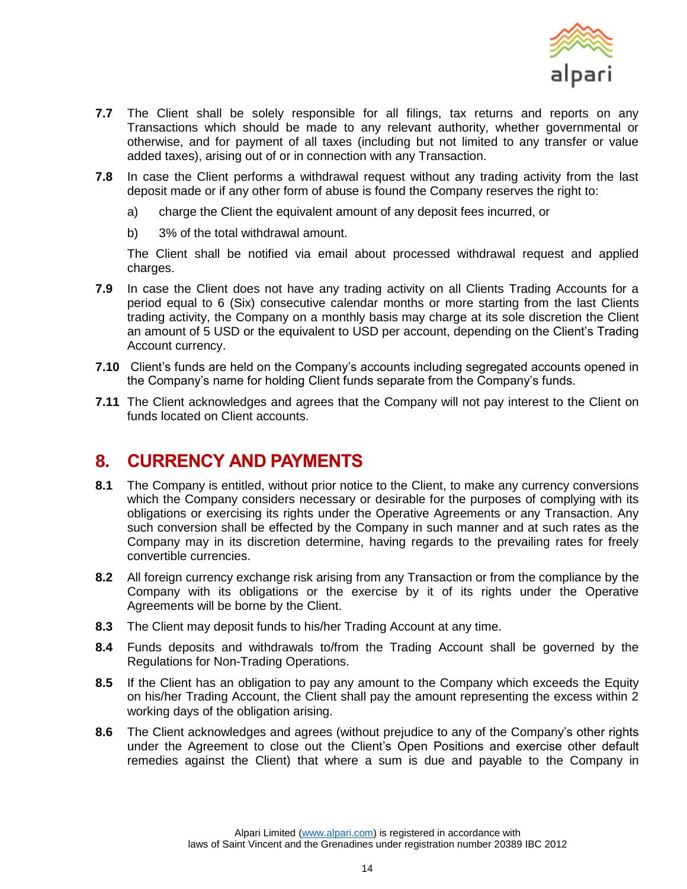**7.7** The Client shall be solely responsible for all filings, tax returns and reports on any Transactions which should be made to any relevant authority, whether governmental or otherwise, and for payment of all taxes (including but not limited to any transfer or value added taxes), arising out of or in connection with any Transaction.

**7.8** In case the Client performs a withdrawal request without any trading activity from the last deposit made or if any other form of abuse is found the Company reserves the right to:

a) charge the Client the equivalent amount of any deposit fees incurred, or

b) 3% of the total withdrawal amount.

The Client shall be notified via email about processed withdrawal request and applied charges.

**7.9** In case the Client does not have any trading activity on all Clients Trading Accounts for a period equal to 6 (Six) consecutive calendar months or more starting from the last Clients trading activity, the Company on a monthly basis may charge at its sole discretion the Client an amount of 5 USD or the equivalent to USD per account, depending on the Client's Trading Account currency.

**7.10** Client's funds are held on the Company's accounts including segregated accounts opened in the Company's name for holding Client funds separate from the Company's funds.

**7.11** The Client acknowledges and agrees that the Company will not pay interest to the Client on funds located on Client accounts.

## 8. CURRENCY AND PAYMENTS

**8.1** The Company is entitled, without prior notice to the Client, to make any currency conversions which the Company considers necessary or desirable for the purposes of complying with its obligations or exercising its rights under the Operative Agreements or any Transaction. Any such conversion shall be effected by the Company in such manner and at such rates as the Company may in its discretion determine, having regards to the prevailing rates for freely convertible currencies.

**8.2** All foreign currency exchange risk arising from any Transaction or from the compliance by the Company with its obligations or the exercise by it of its rights under the Operative Agreements will be borne by the Client.

**8.3** The Client may deposit funds to his/her Trading Account at any time.

**8.4** Funds deposits and withdrawals to/from the Trading Account shall be governed by the Regulations for Non-Trading Operations.

**8.5** If the Client has an obligation to pay any amount to the Company which exceeds the Equity on his/her Trading Account, the Client shall pay the amount representing the excess within 2 working days of the obligation arising.

**8.6** The Client acknowledges and agrees (without prejudice to any of the Company's other rights under the Agreement to close out the Client's Open Positions and exercise other default remedies against the Client) that where a sum is due and payable to the Company in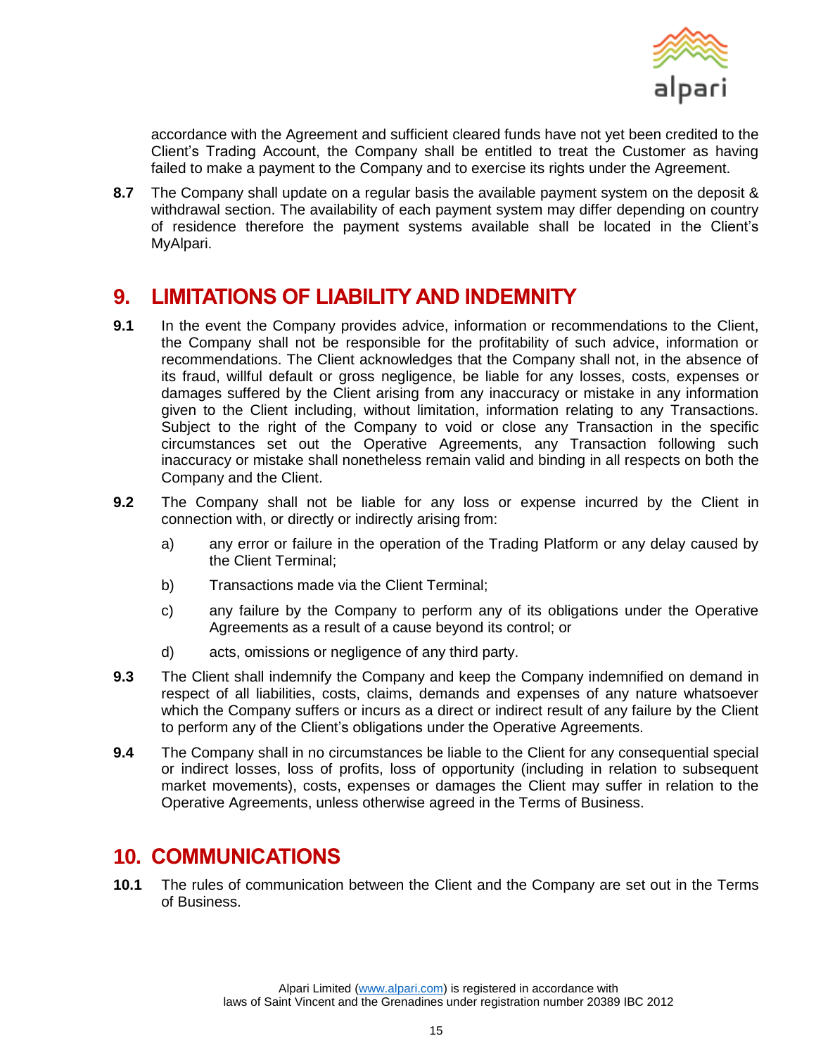accordance with the Agreement and sufficient cleared funds have not yet been credited to the Client's Trading Account, the Company shall be entitled to treat the Customer as having failed to make a payment to the Company and to exercise its rights under the Agreement.

**8.7** The Company shall update on a regular basis the available payment system on the deposit & withdrawal section. The availability of each payment system may differ depending on country of residence therefore the payment systems available shall be located in the Client's MyAlpari.

## 9. LIMITATIONS OF LIABILITY AND INDEMNITY

**9.1** In the event the Company provides advice, information or recommendations to the Client, the Company shall not be responsible for the profitability of such advice, information or recommendations. The Client acknowledges that the Company shall not, in the absence of its fraud, willful default or gross negligence, be liable for any losses, costs, expenses or damages suffered by the Client arising from any inaccuracy or mistake in any information given to the Client including, without limitation, information relating to any Transactions. Subject to the right of the Company to void or close any Transaction in the specific circumstances set out the Operative Agreements, any Transaction following such inaccuracy or mistake shall nonetheless remain valid and binding in all respects on both the Company and the Client.

**9.2** The Company shall not be liable for any loss or expense incurred by the Client in connection with, or directly or indirectly arising from:

a) any error or failure in the operation of the Trading Platform or any delay caused by the Client Terminal;

b) Transactions made via the Client Terminal;

c) any failure by the Company to perform any of its obligations under the Operative Agreements as a result of a cause beyond its control; or

d) acts, omissions or negligence of any third party.

**9.3** The Client shall indemnify the Company and keep the Company indemnified on demand in respect of all liabilities, costs, claims, demands and expenses of any nature whatsoever which the Company suffers or incurs as a direct or indirect result of any failure by the Client to perform any of the Client's obligations under the Operative Agreements.

**9.4** The Company shall in no circumstances be liable to the Client for any consequential special or indirect losses, loss of profits, loss of opportunity (including in relation to subsequent market movements), costs, expenses or damages the Client may suffer in relation to the Operative Agreements, unless otherwise agreed in the Terms of Business.

## 10. COMMUNICATIONS

**10.1** The rules of communication between the Client and the Company are set out in the Terms of Business.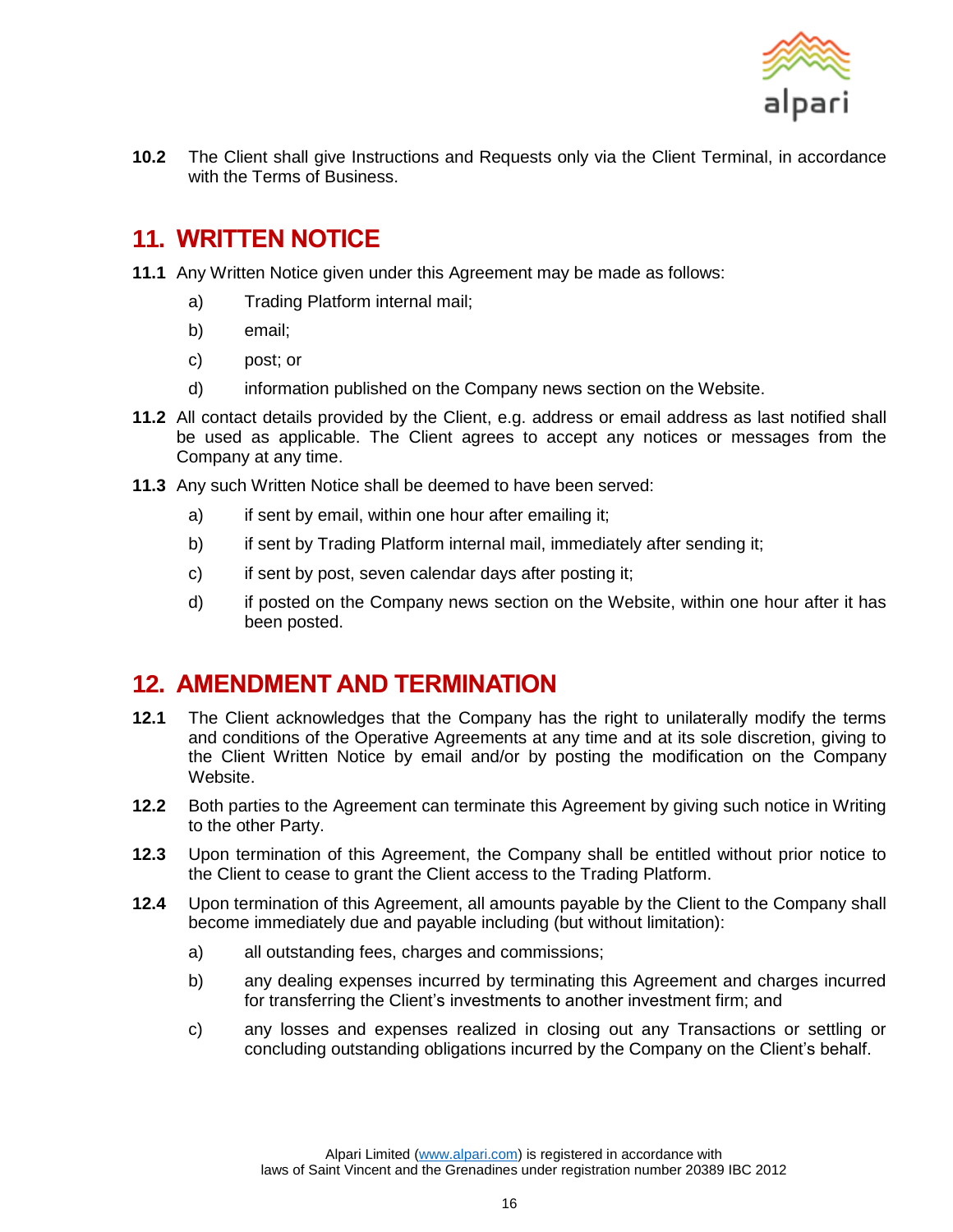**10.2** The Client shall give Instructions and Requests only via the Client Terminal, in accordance with the Terms of Business.

## 11. WRITTEN NOTICE

**11.1** Any Written Notice given under this Agreement may be made as follows:

a) Trading Platform internal mail;

b) email;

c) post; or

d) information published on the Company news section on the Website.

**11.2** All contact details provided by the Client, e.g. address or email address as last notified shall be used as applicable. The Client agrees to accept any notices or messages from the Company at any time.

**11.3** Any such Written Notice shall be deemed to have been served:

a) if sent by email, within one hour after emailing it;

b) if sent by Trading Platform internal mail, immediately after sending it;

c) if sent by post, seven calendar days after posting it;

d) if posted on the Company news section on the Website, within one hour after it has been posted.

## 12. AMENDMENT AND TERMINATION

**12.1** The Client acknowledges that the Company has the right to unilaterally modify the terms and conditions of the Operative Agreements at any time and at its sole discretion, giving to the Client Written Notice by email and/or by posting the modification on the Company Website.

**12.2** Both parties to the Agreement can terminate this Agreement by giving such notice in Writing to the other Party.

**12.3** Upon termination of this Agreement, the Company shall be entitled without prior notice to the Client to cease to grant the Client access to the Trading Platform.

**12.4** Upon termination of this Agreement, all amounts payable by the Client to the Company shall become immediately due and payable including (but without limitation):

a) all outstanding fees, charges and commissions;

b) any dealing expenses incurred by terminating this Agreement and charges incurred for transferring the Client's investments to another investment firm; and

c) any losses and expenses realized in closing out any Transactions or settling or concluding outstanding obligations incurred by the Company on the Client's behalf.

Alpari Limited (www.alpari.com) is registered in accordance with laws of Saint Vincent and the Grenadines under registration number 20389 IBC 2012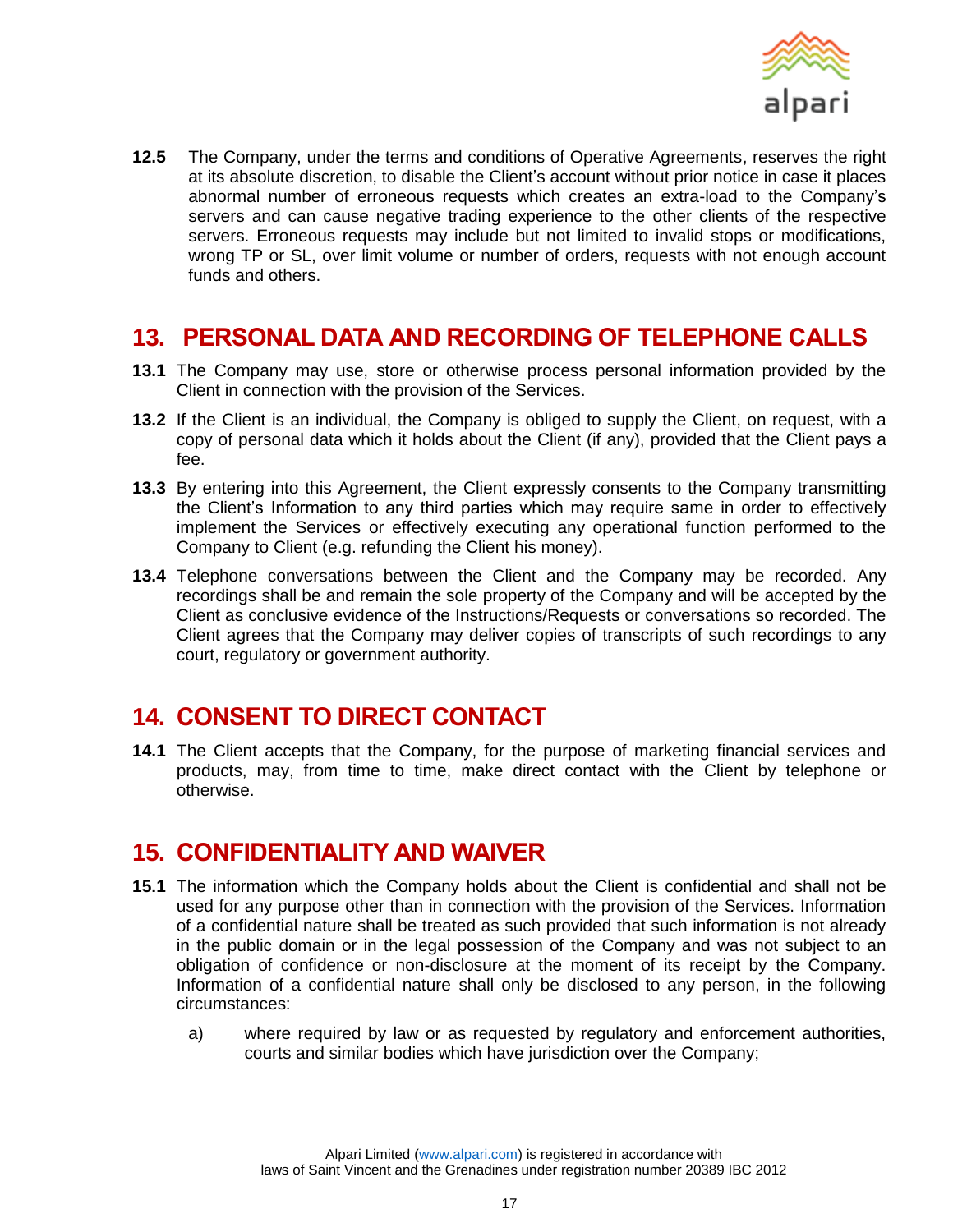**12.5** The Company, under the terms and conditions of Operative Agreements, reserves the right at its absolute discretion, to disable the Client's account without prior notice in case it places abnormal number of erroneous requests which creates an extra-load to the Company's servers and can cause negative trading experience to the other clients of the respective servers. Erroneous requests may include but not limited to invalid stops or modifications, wrong TP or SL, over limit volume or number of orders, requests with not enough account funds and others.

## 13. PERSONAL DATA AND RECORDING OF TELEPHONE CALLS

**13.1** The Company may use, store or otherwise process personal information provided by the Client in connection with the provision of the Services.

**13.2** If the Client is an individual, the Company is obliged to supply the Client, on request, with a copy of personal data which it holds about the Client (if any), provided that the Client pays a fee.

**13.3** By entering into this Agreement, the Client expressly consents to the Company transmitting the Client's Information to any third parties which may require same in order to effectively implement the Services or effectively executing any operational function performed to the Company to Client (e.g. refunding the Client his money).

**13.4** Telephone conversations between the Client and the Company may be recorded. Any recordings shall be and remain the sole property of the Company and will be accepted by the Client as conclusive evidence of the Instructions/Requests or conversations so recorded. The Client agrees that the Company may deliver copies of transcripts of such recordings to any court, regulatory or government authority.

## 14. CONSENT TO DIRECT CONTACT

**14.1** The Client accepts that the Company, for the purpose of marketing financial services and products, may, from time to time, make direct contact with the Client by telephone or otherwise.

## 15. CONFIDENTIALITY AND WAIVER

**15.1** The information which the Company holds about the Client is confidential and shall not be used for any purpose other than in connection with the provision of the Services. Information of a confidential nature shall be treated as such provided that such information is not already in the public domain or in the legal possession of the Company and was not subject to an obligation of confidence or non-disclosure at the moment of its receipt by the Company. Information of a confidential nature shall only be disclosed to any person, in the following circumstances:

a) where required by law or as requested by regulatory and enforcement authorities, courts and similar bodies which have jurisdiction over the Company;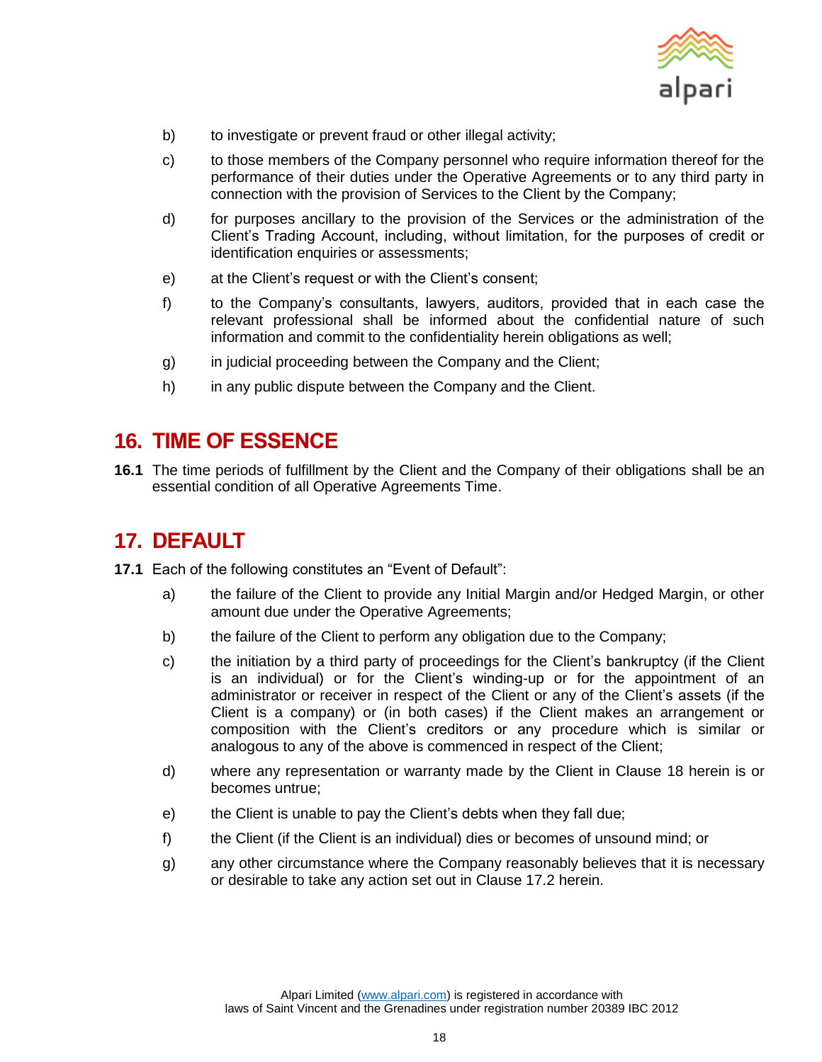b) to investigate or prevent fraud or other illegal activity;

c) to those members of the Company personnel who require information thereof for the performance of their duties under the Operative Agreements or to any third party in connection with the provision of Services to the Client by the Company;

d) for purposes ancillary to the provision of the Services or the administration of the Client's Trading Account, including, without limitation, for the purposes of credit or identification enquiries or assessments;

e) at the Client's request or with the Client's consent;

f) to the Company's consultants, lawyers, auditors, provided that in each case the relevant professional shall be informed about the confidential nature of such information and commit to the confidentiality herein obligations as well;

g) in judicial proceeding between the Company and the Client;

h) in any public dispute between the Company and the Client.

## 16. TIME OF ESSENCE

**16.1** The time periods of fulfillment by the Client and the Company of their obligations shall be an essential condition of all Operative Agreements Time.

## 17. DEFAULT

**17.1** Each of the following constitutes an "Event of Default":

a) the failure of the Client to provide any Initial Margin and/or Hedged Margin, or other amount due under the Operative Agreements;

b) the failure of the Client to perform any obligation due to the Company;

c) the initiation by a third party of proceedings for the Client's bankruptcy (if the Client is an individual) or for the Client's winding-up or for the appointment of an administrator or receiver in respect of the Client or any of the Client's assets (if the Client is a company) or (in both cases) if the Client makes an arrangement or composition with the Client's creditors or any procedure which is similar or analogous to any of the above is commenced in respect of the Client;

d) where any representation or warranty made by the Client in Clause 18 herein is or becomes untrue;

e) the Client is unable to pay the Client's debts when they fall due;

f) the Client (if the Client is an individual) dies or becomes of unsound mind; or

g) any other circumstance where the Company reasonably believes that it is necessary or desirable to take any action set out in Clause 17.2 herein.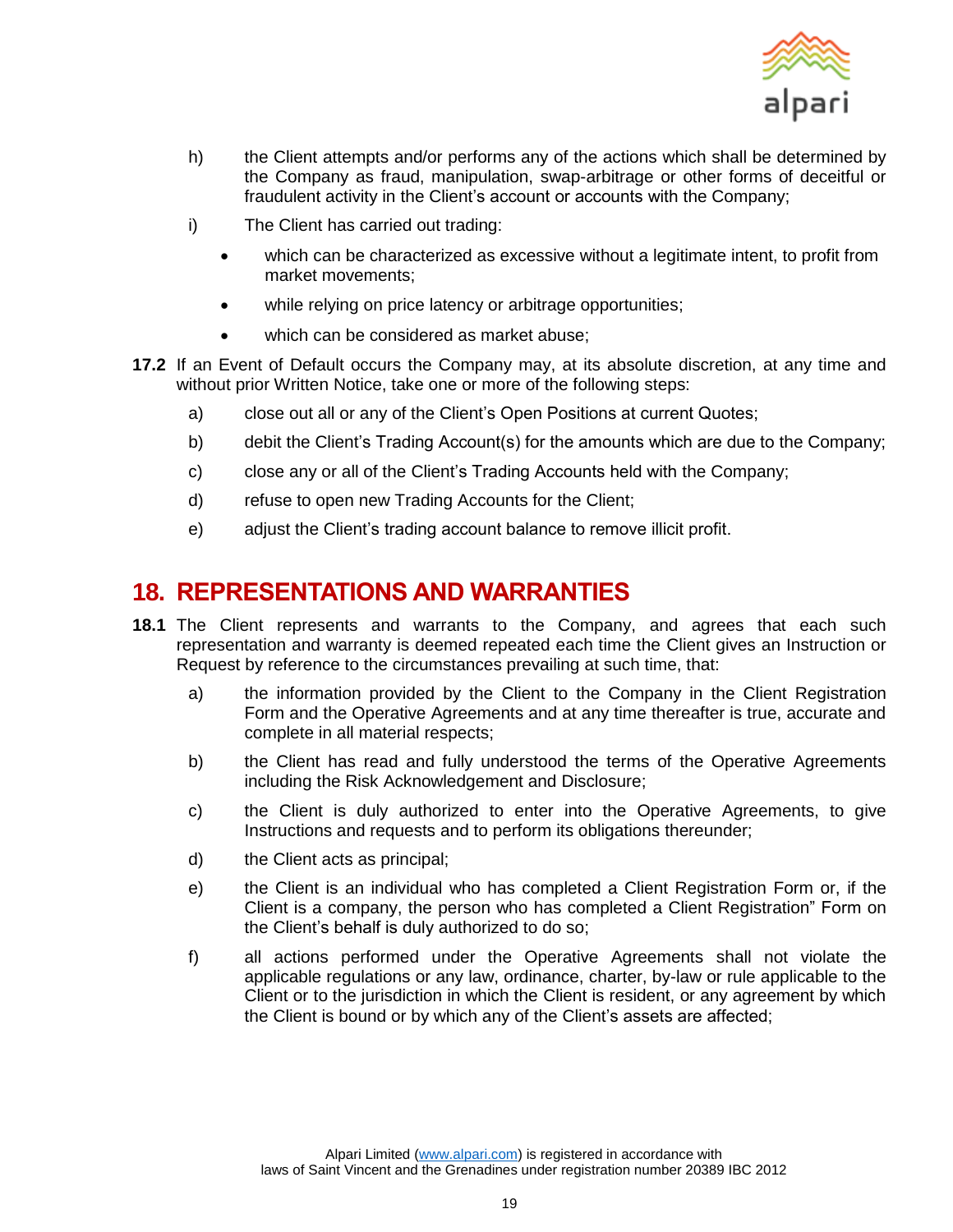h) the Client attempts and/or performs any of the actions which shall be determined by the Company as fraud, manipulation, swap-arbitrage or other forms of deceitful or fraudulent activity in the Client's account or accounts with the Company;

i) The Client has carried out trading:

- which can be characterized as excessive without a legitimate intent, to profit from market movements;
- while relying on price latency or arbitrage opportunities;
- which can be considered as market abuse;

**17.2** If an Event of Default occurs the Company may, at its absolute discretion, at any time and without prior Written Notice, take one or more of the following steps:

a) close out all or any of the Client's Open Positions at current Quotes;

b) debit the Client's Trading Account(s) for the amounts which are due to the Company;

c) close any or all of the Client's Trading Accounts held with the Company;

d) refuse to open new Trading Accounts for the Client;

e) adjust the Client's trading account balance to remove illicit profit.

## 18. REPRESENTATIONS AND WARRANTIES

**18.1** The Client represents and warrants to the Company, and agrees that each such representation and warranty is deemed repeated each time the Client gives an Instruction or Request by reference to the circumstances prevailing at such time, that:

a) the information provided by the Client to the Company in the Client Registration Form and the Operative Agreements and at any time thereafter is true, accurate and complete in all material respects;

b) the Client has read and fully understood the terms of the Operative Agreements including the Risk Acknowledgement and Disclosure;

c) the Client is duly authorized to enter into the Operative Agreements, to give Instructions and requests and to perform its obligations thereunder;

d) the Client acts as principal;

e) the Client is an individual who has completed a Client Registration Form or, if the Client is a company, the person who has completed a Client Registration" Form on the Client's behalf is duly authorized to do so;

f) all actions performed under the Operative Agreements shall not violate the applicable regulations or any law, ordinance, charter, by-law or rule applicable to the Client or to the jurisdiction in which the Client is resident, or any agreement by which the Client is bound or by which any of the Client's assets are affected;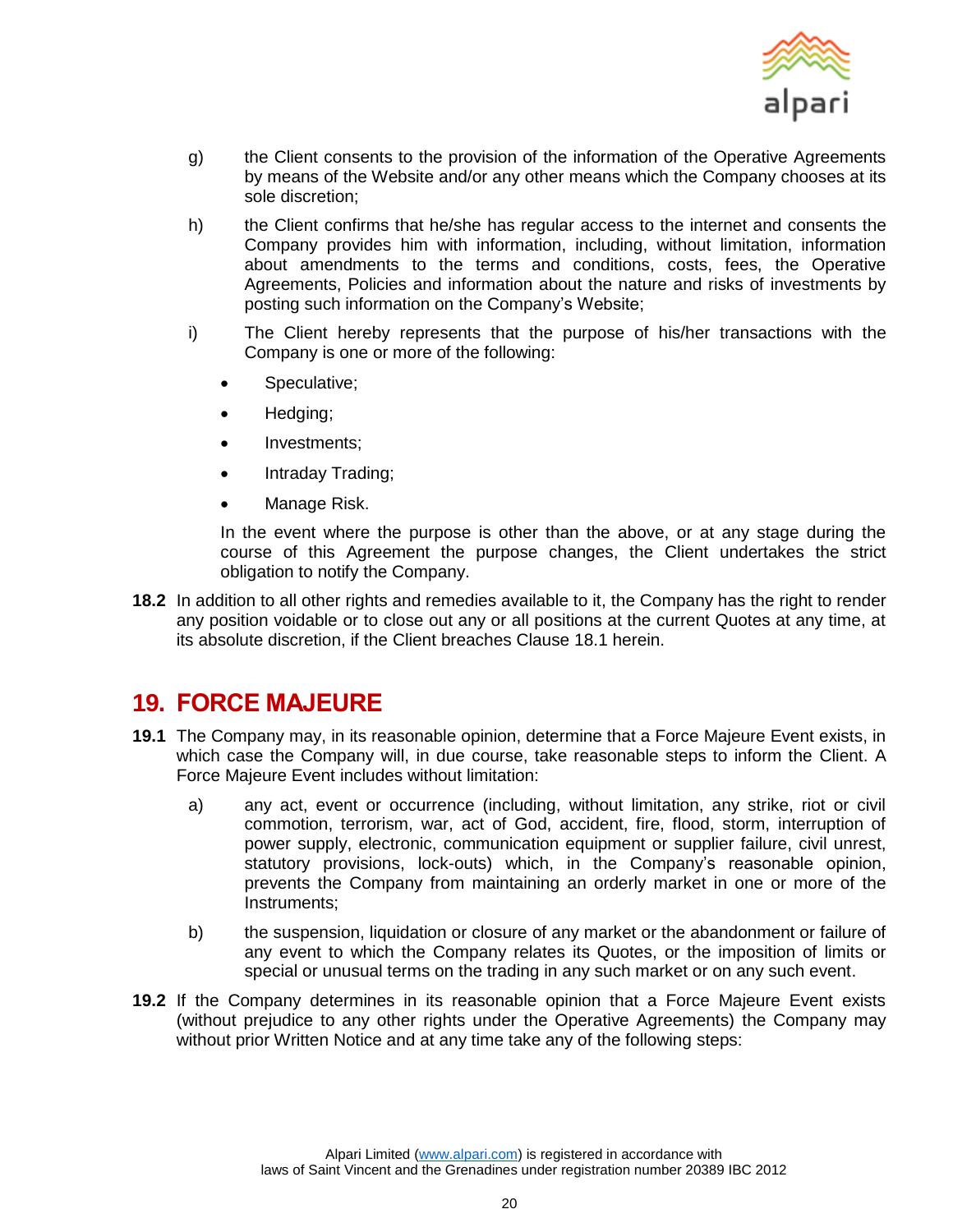g) the Client consents to the provision of the information of the Operative Agreements by means of the Website and/or any other means which the Company chooses at its sole discretion;

h) the Client confirms that he/she has regular access to the internet and consents the Company provides him with information, including, without limitation, information about amendments to the terms and conditions, costs, fees, the Operative Agreements, Policies and information about the nature and risks of investments by posting such information on the Company's Website;

i) The Client hereby represents that the purpose of his/her transactions with the Company is one or more of the following:

- Speculative;
- Hedging;
- Investments;
- Intraday Trading;
- Manage Risk.

In the event where the purpose is other than the above, or at any stage during the course of this Agreement the purpose changes, the Client undertakes the strict obligation to notify the Company.

**18.2** In addition to all other rights and remedies available to it, the Company has the right to render any position voidable or to close out any or all positions at the current Quotes at any time, at its absolute discretion, if the Client breaches Clause 18.1 herein.

## 19. FORCE MAJEURE

**19.1** The Company may, in its reasonable opinion, determine that a Force Majeure Event exists, in which case the Company will, in due course, take reasonable steps to inform the Client. A Force Majeure Event includes without limitation:

a) any act, event or occurrence (including, without limitation, any strike, riot or civil commotion, terrorism, war, act of God, accident, fire, flood, storm, interruption of power supply, electronic, communication equipment or supplier failure, civil unrest, statutory provisions, lock-outs) which, in the Company's reasonable opinion, prevents the Company from maintaining an orderly market in one or more of the Instruments;

b) the suspension, liquidation or closure of any market or the abandonment or failure of any event to which the Company relates its Quotes, or the imposition of limits or special or unusual terms on the trading in any such market or on any such event.

**19.2** If the Company determines in its reasonable opinion that a Force Majeure Event exists (without prejudice to any other rights under the Operative Agreements) the Company may without prior Written Notice and at any time take any of the following steps: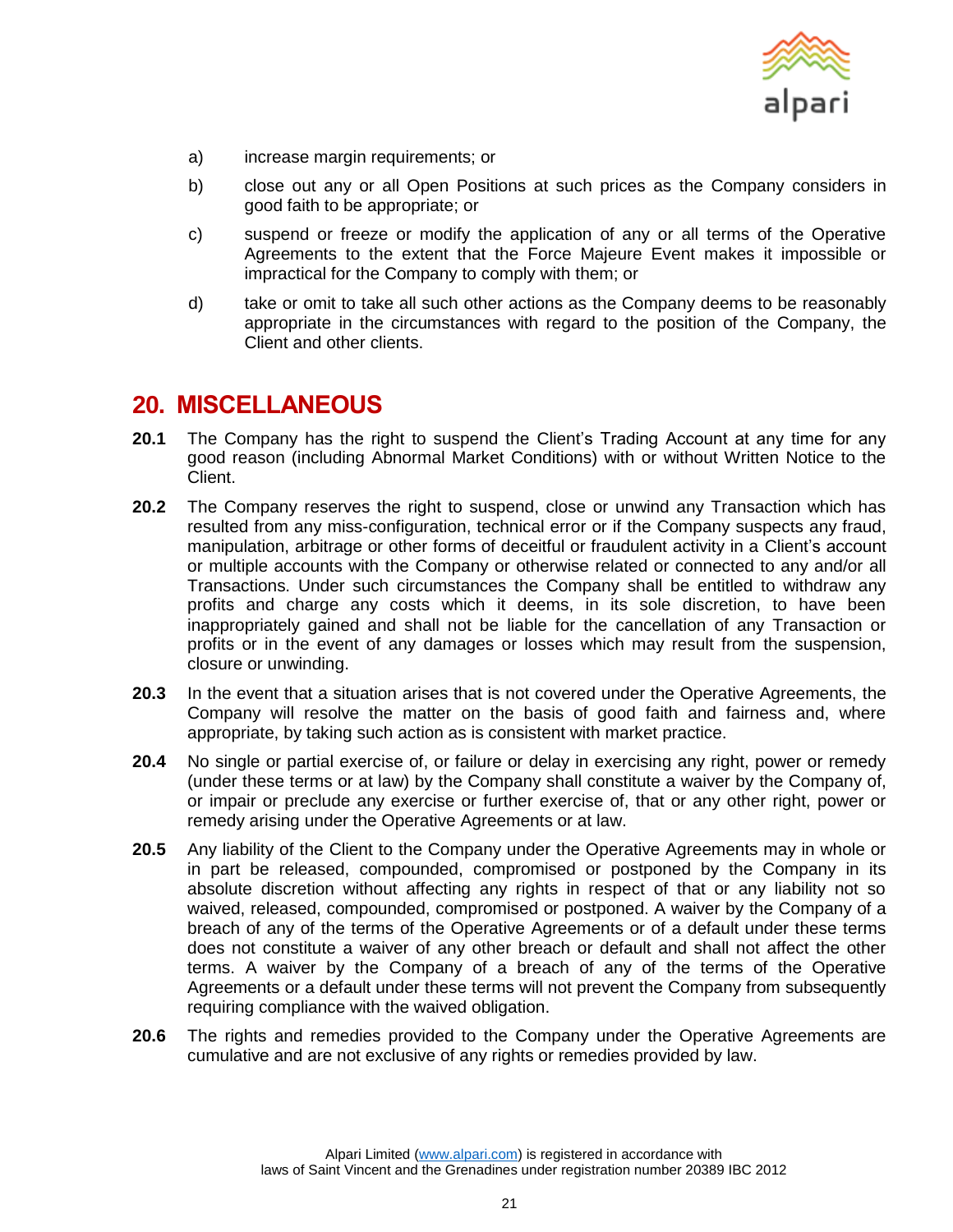a) increase margin requirements; or

b) close out any or all Open Positions at such prices as the Company considers in good faith to be appropriate; or

c) suspend or freeze or modify the application of any or all terms of the Operative Agreements to the extent that the Force Majeure Event makes it impossible or impractical for the Company to comply with them; or

d) take or omit to take all such other actions as the Company deems to be reasonably appropriate in the circumstances with regard to the position of the Company, the Client and other clients.

## 20. MISCELLANEOUS

**20.1** The Company has the right to suspend the Client's Trading Account at any time for any good reason (including Abnormal Market Conditions) with or without Written Notice to the Client.

**20.2** The Company reserves the right to suspend, close or unwind any Transaction which has resulted from any miss-configuration, technical error or if the Company suspects any fraud, manipulation, arbitrage or other forms of deceitful or fraudulent activity in a Client's account or multiple accounts with the Company or otherwise related or connected to any and/or all Transactions. Under such circumstances the Company shall be entitled to withdraw any profits and charge any costs which it deems, in its sole discretion, to have been inappropriately gained and shall not be liable for the cancellation of any Transaction or profits or in the event of any damages or losses which may result from the suspension, closure or unwinding.

**20.3** In the event that a situation arises that is not covered under the Operative Agreements, the Company will resolve the matter on the basis of good faith and fairness and, where appropriate, by taking such action as is consistent with market practice.

**20.4** No single or partial exercise of, or failure or delay in exercising any right, power or remedy (under these terms or at law) by the Company shall constitute a waiver by the Company of, or impair or preclude any exercise or further exercise of, that or any other right, power or remedy arising under the Operative Agreements or at law.

**20.5** Any liability of the Client to the Company under the Operative Agreements may in whole or in part be released, compounded, compromised or postponed by the Company in its absolute discretion without affecting any rights in respect of that or any liability not so waived, released, compounded, compromised or postponed. A waiver by the Company of a breach of any of the terms of the Operative Agreements or of a default under these terms does not constitute a waiver of any other breach or default and shall not affect the other terms. A waiver by the Company of a breach of any of the terms of the Operative Agreements or a default under these terms will not prevent the Company from subsequently requiring compliance with the waived obligation.

**20.6** The rights and remedies provided to the Company under the Operative Agreements are cumulative and are not exclusive of any rights or remedies provided by law.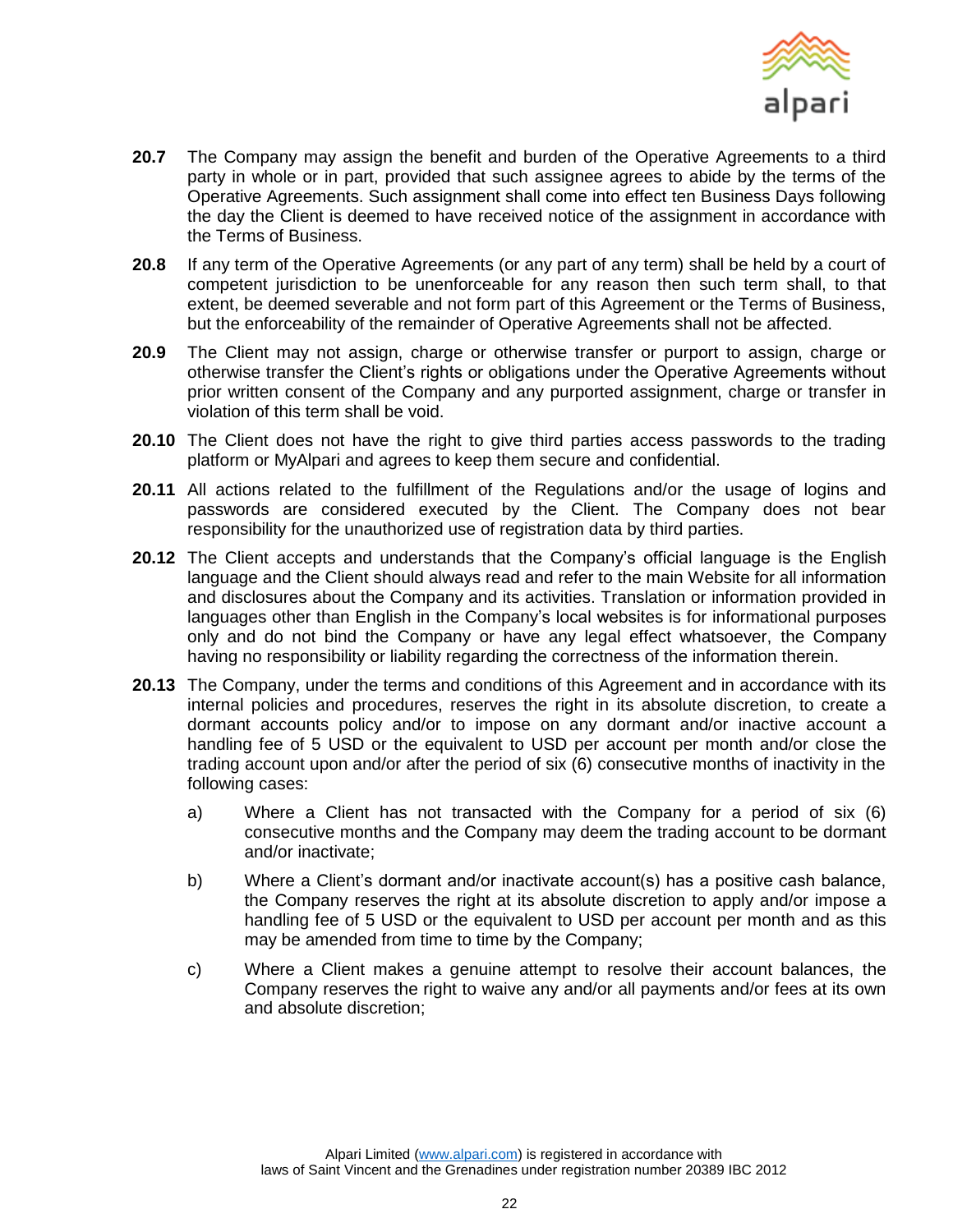**20.7** The Company may assign the benefit and burden of the Operative Agreements to a third party in whole or in part, provided that such assignee agrees to abide by the terms of the Operative Agreements. Such assignment shall come into effect ten Business Days following the day the Client is deemed to have received notice of the assignment in accordance with the Terms of Business.

**20.8** If any term of the Operative Agreements (or any part of any term) shall be held by a court of competent jurisdiction to be unenforceable for any reason then such term shall, to that extent, be deemed severable and not form part of this Agreement or the Terms of Business, but the enforceability of the remainder of Operative Agreements shall not be affected.

**20.9** The Client may not assign, charge or otherwise transfer or purport to assign, charge or otherwise transfer the Client's rights or obligations under the Operative Agreements without prior written consent of the Company and any purported assignment, charge or transfer in violation of this term shall be void.

**20.10** The Client does not have the right to give third parties access passwords to the trading platform or MyAlpari and agrees to keep them secure and confidential.

**20.11** All actions related to the fulfillment of the Regulations and/or the usage of logins and passwords are considered executed by the Client. The Company does not bear responsibility for the unauthorized use of registration data by third parties.

**20.12** The Client accepts and understands that the Company's official language is the English language and the Client should always read and refer to the main Website for all information and disclosures about the Company and its activities. Translation or information provided in languages other than English in the Company's local websites is for informational purposes only and do not bind the Company or have any legal effect whatsoever, the Company having no responsibility or liability regarding the correctness of the information therein.

**20.13** The Company, under the terms and conditions of this Agreement and in accordance with its internal policies and procedures, reserves the right in its absolute discretion, to create a dormant accounts policy and/or to impose on any dormant and/or inactive account a handling fee of 5 USD or the equivalent to USD per account per month and/or close the trading account upon and/or after the period of six (6) consecutive months of inactivity in the following cases:

a) Where a Client has not transacted with the Company for a period of six (6) consecutive months and the Company may deem the trading account to be dormant and/or inactivate;

b) Where a Client's dormant and/or inactivate account(s) has a positive cash balance, the Company reserves the right at its absolute discretion to apply and/or impose a handling fee of 5 USD or the equivalent to USD per account per month and as this may be amended from time to time by the Company;

c) Where a Client makes a genuine attempt to resolve their account balances, the Company reserves the right to waive any and/or all payments and/or fees at its own and absolute discretion;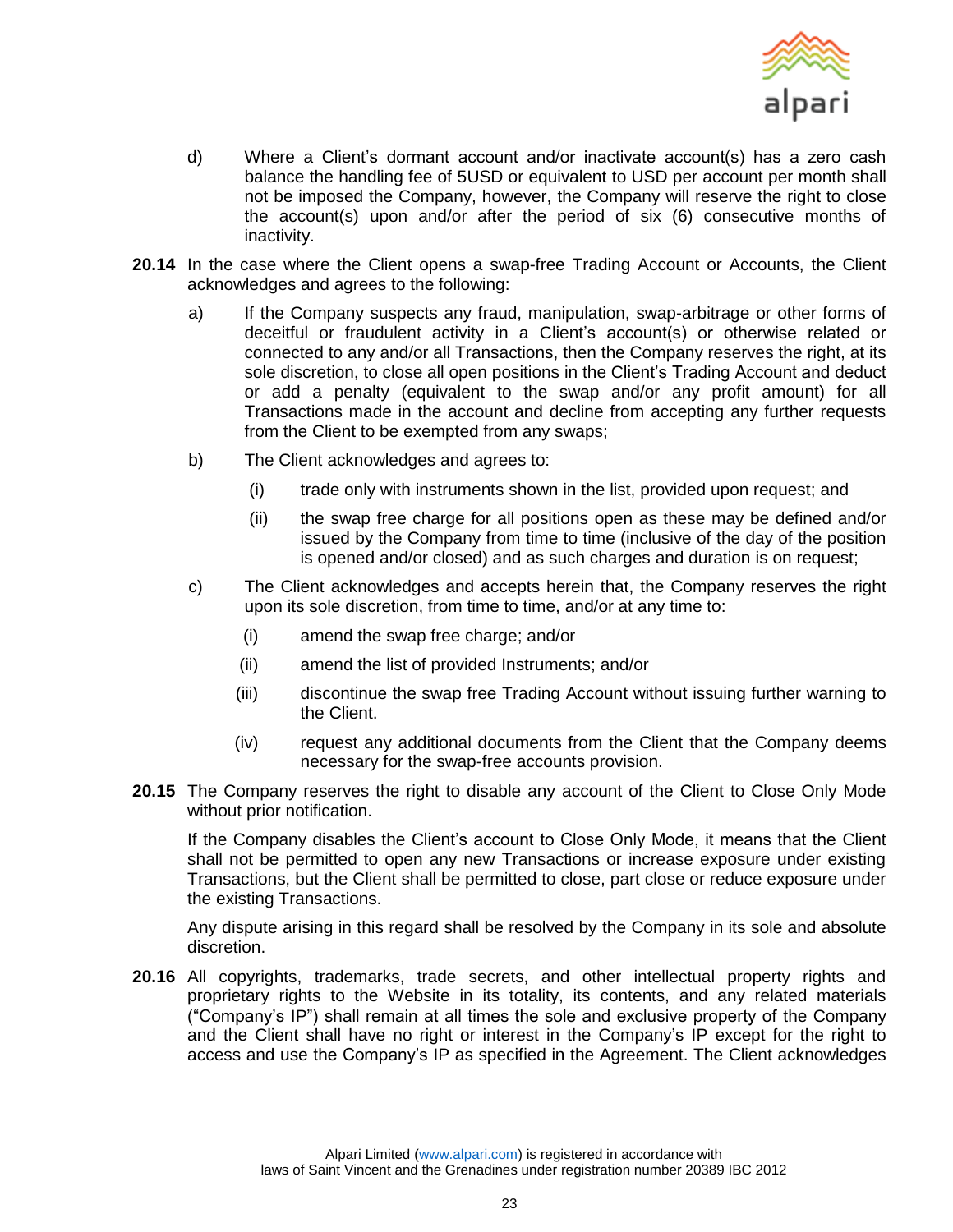d) Where a Client's dormant account and/or inactivate account(s) has a zero cash balance the handling fee of 5USD or equivalent to USD per account per month shall not be imposed the Company, however, the Company will reserve the right to close the account(s) upon and/or after the period of six (6) consecutive months of inactivity.

**20.14** In the case where the Client opens a swap-free Trading Account or Accounts, the Client acknowledges and agrees to the following:

a) If the Company suspects any fraud, manipulation, swap-arbitrage or other forms of deceitful or fraudulent activity in a Client's account(s) or otherwise related or connected to any and/or all Transactions, then the Company reserves the right, at its sole discretion, to close all open positions in the Client's Trading Account and deduct or add a penalty (equivalent to the swap and/or any profit amount) for all Transactions made in the account and decline from accepting any further requests from the Client to be exempted from any swaps;

b) The Client acknowledges and agrees to:

(i) trade only with instruments shown in the list, provided upon request; and

(ii) the swap free charge for all positions open as these may be defined and/or issued by the Company from time to time (inclusive of the day of the position is opened and/or closed) and as such charges and duration is on request;

c) The Client acknowledges and accepts herein that, the Company reserves the right upon its sole discretion, from time to time, and/or at any time to:

(i) amend the swap free charge; and/or

(ii) amend the list of provided Instruments; and/or

(iii) discontinue the swap free Trading Account without issuing further warning to the Client.

(iv) request any additional documents from the Client that the Company deems necessary for the swap-free accounts provision.

**20.15** The Company reserves the right to disable any account of the Client to Close Only Mode without prior notification.

If the Company disables the Client's account to Close Only Mode, it means that the Client shall not be permitted to open any new Transactions or increase exposure under existing Transactions, but the Client shall be permitted to close, part close or reduce exposure under the existing Transactions.

Any dispute arising in this regard shall be resolved by the Company in its sole and absolute discretion.

**20.16** All copyrights, trademarks, trade secrets, and other intellectual property rights and proprietary rights to the Website in its totality, its contents, and any related materials ("Company's IP") shall remain at all times the sole and exclusive property of the Company and the Client shall have no right or interest in the Company's IP except for the right to access and use the Company's IP as specified in the Agreement. The Client acknowledges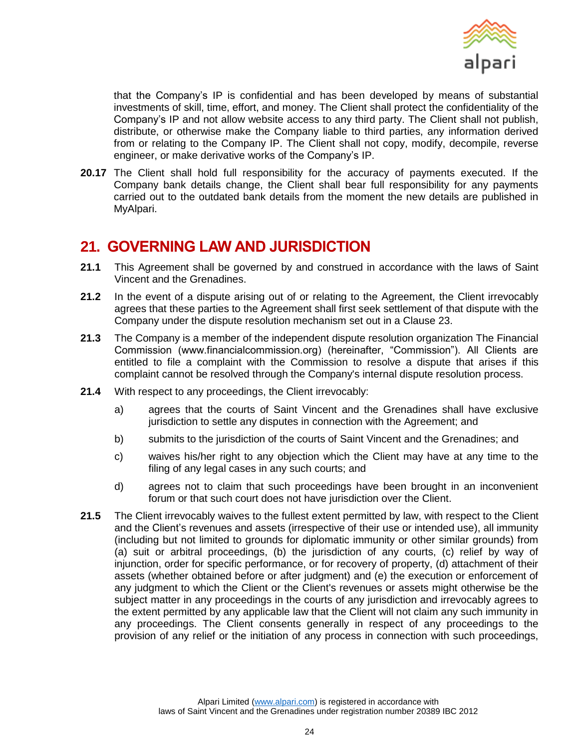that the Company's IP is confidential and has been developed by means of substantial investments of skill, time, effort, and money. The Client shall protect the confidentiality of the Company's IP and not allow website access to any third party. The Client shall not publish, distribute, or otherwise make the Company liable to third parties, any information derived from or relating to the Company IP. The Client shall not copy, modify, decompile, reverse engineer, or make derivative works of the Company's IP.

**20.17** The Client shall hold full responsibility for the accuracy of payments executed. If the Company bank details change, the Client shall bear full responsibility for any payments carried out to the outdated bank details from the moment the new details are published in MyAlpari.

## 21. GOVERNING LAW AND JURISDICTION

**21.1** This Agreement shall be governed by and construed in accordance with the laws of Saint Vincent and the Grenadines.

**21.2** In the event of a dispute arising out of or relating to the Agreement, the Client irrevocably agrees that these parties to the Agreement shall first seek settlement of that dispute with the Company under the dispute resolution mechanism set out in a Clause 23.

**21.3** The Company is a member of the independent dispute resolution organization The Financial Commission (www.financialcommission.org) (hereinafter, "Commission"). All Clients are entitled to file a complaint with the Commission to resolve a dispute that arises if this complaint cannot be resolved through the Company's internal dispute resolution process.

**21.4** With respect to any proceedings, the Client irrevocably:

a) agrees that the courts of Saint Vincent and the Grenadines shall have exclusive jurisdiction to settle any disputes in connection with the Agreement; and

b) submits to the jurisdiction of the courts of Saint Vincent and the Grenadines; and

c) waives his/her right to any objection which the Client may have at any time to the filing of any legal cases in any such courts; and

d) agrees not to claim that such proceedings have been brought in an inconvenient forum or that such court does not have jurisdiction over the Client.

**21.5** The Client irrevocably waives to the fullest extent permitted by law, with respect to the Client and the Client's revenues and assets (irrespective of their use or intended use), all immunity (including but not limited to grounds for diplomatic immunity or other similar grounds) from (a) suit or arbitral proceedings, (b) the jurisdiction of any courts, (c) relief by way of injunction, order for specific performance, or for recovery of property, (d) attachment of their assets (whether obtained before or after judgment) and (e) the execution or enforcement of any judgment to which the Client or the Client's revenues or assets might otherwise be the subject matter in any proceedings in the courts of any jurisdiction and irrevocably agrees to the extent permitted by any applicable law that the Client will not claim any such immunity in any proceedings. The Client consents generally in respect of any proceedings to the provision of any relief or the initiation of any process in connection with such proceedings,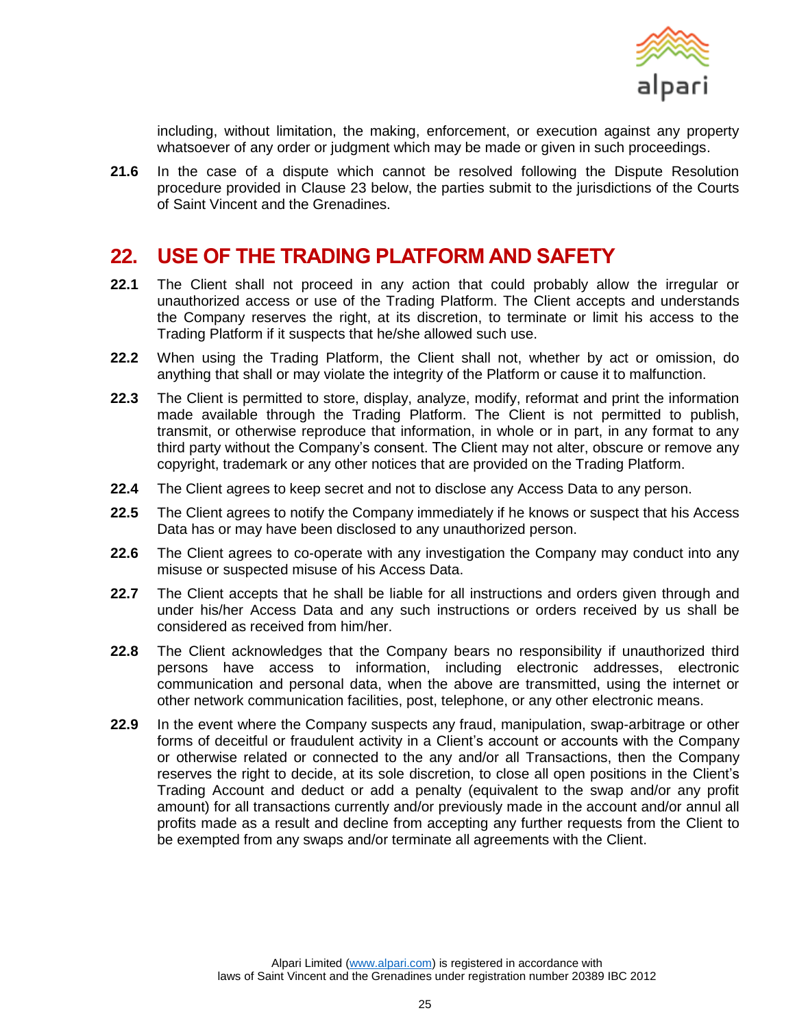including, without limitation, the making, enforcement, or execution against any property whatsoever of any order or judgment which may be made or given in such proceedings.

**21.6** In the case of a dispute which cannot be resolved following the Dispute Resolution procedure provided in Clause 23 below, the parties submit to the jurisdictions of the Courts of Saint Vincent and the Grenadines.

## 22. USE OF THE TRADING PLATFORM AND SAFETY

**22.1** The Client shall not proceed in any action that could probably allow the irregular or unauthorized access or use of the Trading Platform. The Client accepts and understands the Company reserves the right, at its discretion, to terminate or limit his access to the Trading Platform if it suspects that he/she allowed such use.

**22.2** When using the Trading Platform, the Client shall not, whether by act or omission, do anything that shall or may violate the integrity of the Platform or cause it to malfunction.

**22.3** The Client is permitted to store, display, analyze, modify, reformat and print the information made available through the Trading Platform. The Client is not permitted to publish, transmit, or otherwise reproduce that information, in whole or in part, in any format to any third party without the Company's consent. The Client may not alter, obscure or remove any copyright, trademark or any other notices that are provided on the Trading Platform.

**22.4** The Client agrees to keep secret and not to disclose any Access Data to any person.

**22.5** The Client agrees to notify the Company immediately if he knows or suspect that his Access Data has or may have been disclosed to any unauthorized person.

**22.6** The Client agrees to co-operate with any investigation the Company may conduct into any misuse or suspected misuse of his Access Data.

**22.7** The Client accepts that he shall be liable for all instructions and orders given through and under his/her Access Data and any such instructions or orders received by us shall be considered as received from him/her.

**22.8** The Client acknowledges that the Company bears no responsibility if unauthorized third persons have access to information, including electronic addresses, electronic communication and personal data, when the above are transmitted, using the internet or other network communication facilities, post, telephone, or any other electronic means.

**22.9** In the event where the Company suspects any fraud, manipulation, swap-arbitrage or other forms of deceitful or fraudulent activity in a Client's account or accounts with the Company or otherwise related or connected to the any and/or all Transactions, then the Company reserves the right to decide, at its sole discretion, to close all open positions in the Client's Trading Account and deduct or add a penalty (equivalent to the swap and/or any profit amount) for all transactions currently and/or previously made in the account and/or annul all profits made as a result and decline from accepting any further requests from the Client to be exempted from any swaps and/or terminate all agreements with the Client.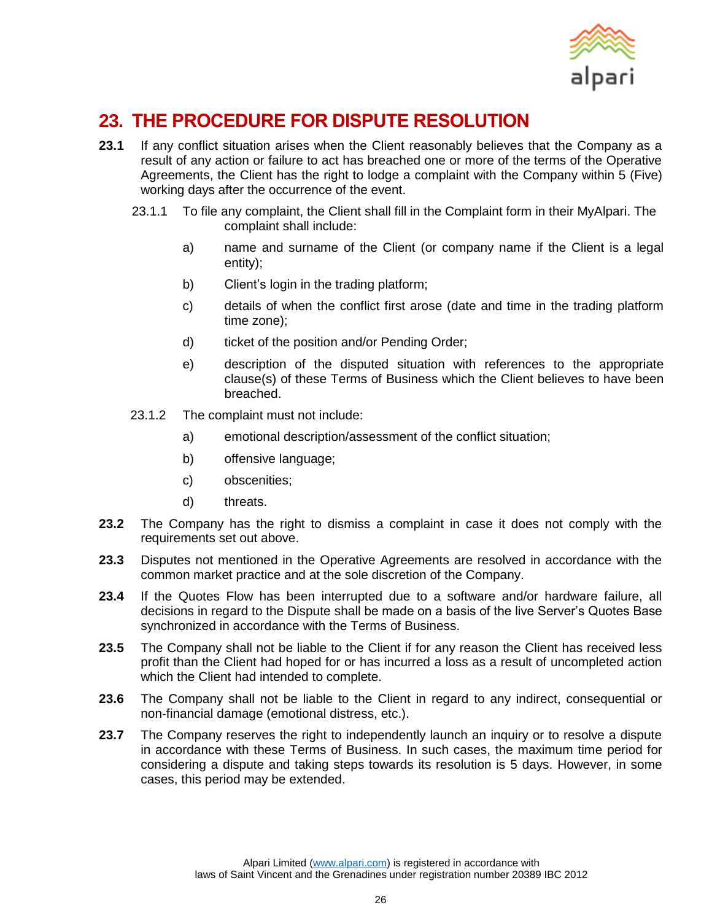# 23. THE PROCEDURE FOR DISPUTE RESOLUTION

**23.1** If any conflict situation arises when the Client reasonably believes that the Company as a result of any action or failure to act has breached one or more of the terms of the Operative Agreements, the Client has the right to lodge a complaint with the Company within 5 (Five) working days after the occurrence of the event.

23.1.1 To file any complaint, the Client shall fill in the Complaint form in their MyAlpari. The complaint shall include:

a) name and surname of the Client (or company name if the Client is a legal entity);

b) Client's login in the trading platform;

c) details of when the conflict first arose (date and time in the trading platform time zone);

d) ticket of the position and/or Pending Order;

e) description of the disputed situation with references to the appropriate clause(s) of these Terms of Business which the Client believes to have been breached.

23.1.2 The complaint must not include:

a) emotional description/assessment of the conflict situation;

b) offensive language;

c) obscenities;

d) threats.

**23.2** The Company has the right to dismiss a complaint in case it does not comply with the requirements set out above.

**23.3** Disputes not mentioned in the Operative Agreements are resolved in accordance with the common market practice and at the sole discretion of the Company.

**23.4** If the Quotes Flow has been interrupted due to a software and/or hardware failure, all decisions in regard to the Dispute shall be made on a basis of the live Server's Quotes Base synchronized in accordance with the Terms of Business.

**23.5** The Company shall not be liable to the Client if for any reason the Client has received less profit than the Client had hoped for or has incurred a loss as a result of uncompleted action which the Client had intended to complete.

**23.6** The Company shall not be liable to the Client in regard to any indirect, consequential or non-financial damage (emotional distress, etc.).

**23.7** The Company reserves the right to independently launch an inquiry or to resolve a dispute in accordance with these Terms of Business. In such cases, the maximum time period for considering a dispute and taking steps towards its resolution is 5 days. However, in some cases, this period may be extended.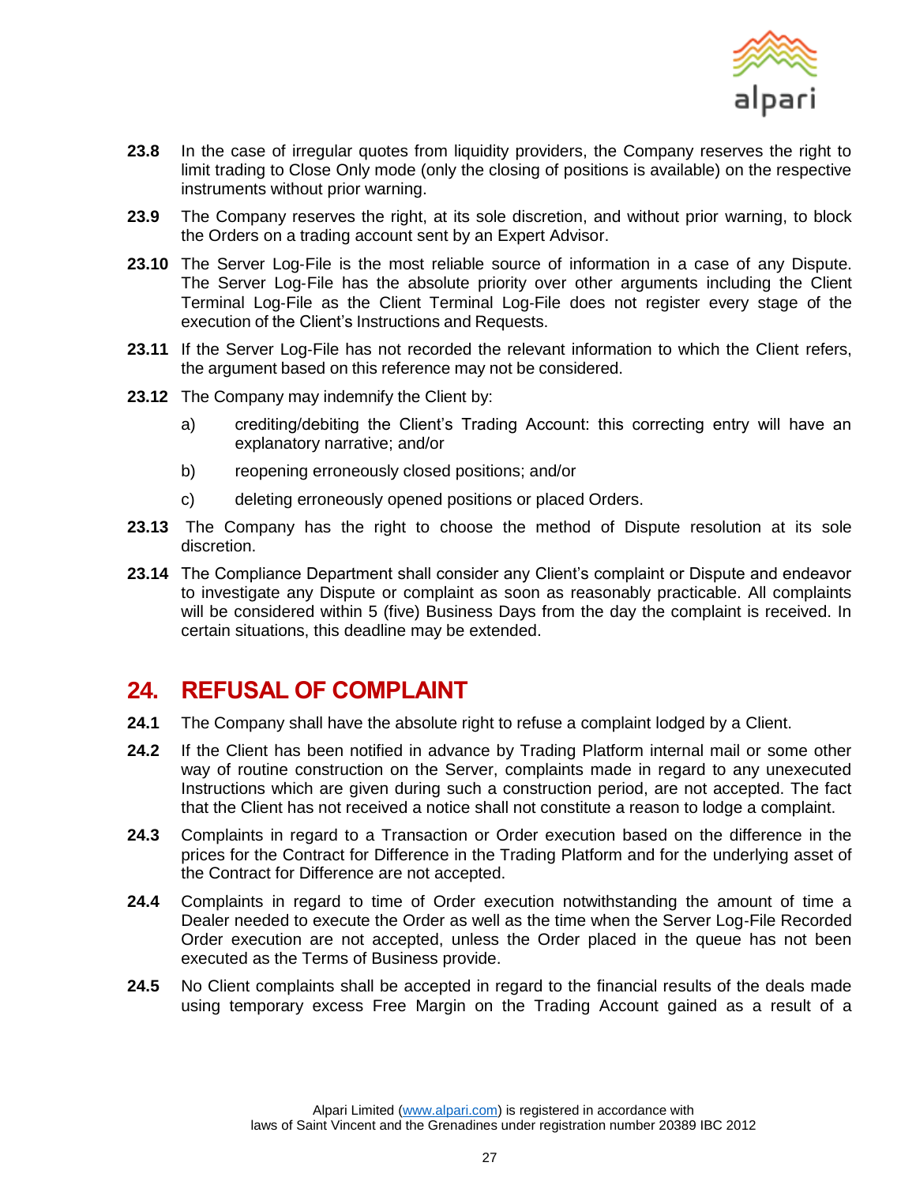**23.8** In the case of irregular quotes from liquidity providers, the Company reserves the right to limit trading to Close Only mode (only the closing of positions is available) on the respective instruments without prior warning.

**23.9** The Company reserves the right, at its sole discretion, and without prior warning, to block the Orders on a trading account sent by an Expert Advisor.

**23.10** The Server Log-File is the most reliable source of information in a case of any Dispute. The Server Log-File has the absolute priority over other arguments including the Client Terminal Log-File as the Client Terminal Log-File does not register every stage of the execution of the Client's Instructions and Requests.

**23.11** If the Server Log-File has not recorded the relevant information to which the Client refers, the argument based on this reference may not be considered.

**23.12** The Company may indemnify the Client by:

a) crediting/debiting the Client's Trading Account: this correcting entry will have an explanatory narrative; and/or

b) reopening erroneously closed positions; and/or

c) deleting erroneously opened positions or placed Orders.

**23.13** The Company has the right to choose the method of Dispute resolution at its sole discretion.

**23.14** The Compliance Department shall consider any Client's complaint or Dispute and endeavor to investigate any Dispute or complaint as soon as reasonably practicable. All complaints will be considered within 5 (five) Business Days from the day the complaint is received. In certain situations, this deadline may be extended.

## 24. REFUSAL OF COMPLAINT

**24.1** The Company shall have the absolute right to refuse a complaint lodged by a Client.

**24.2** If the Client has been notified in advance by Trading Platform internal mail or some other way of routine construction on the Server, complaints made in regard to any unexecuted Instructions which are given during such a construction period, are not accepted. The fact that the Client has not received a notice shall not constitute a reason to lodge a complaint.

**24.3** Complaints in regard to a Transaction or Order execution based on the difference in the prices for the Contract for Difference in the Trading Platform and for the underlying asset of the Contract for Difference are not accepted.

**24.4** Complaints in regard to time of Order execution notwithstanding the amount of time a Dealer needed to execute the Order as well as the time when the Server Log-File Recorded Order execution are not accepted, unless the Order placed in the queue has not been executed as the Terms of Business provide.

**24.5** No Client complaints shall be accepted in regard to the financial results of the deals made using temporary excess Free Margin on the Trading Account gained as a result of a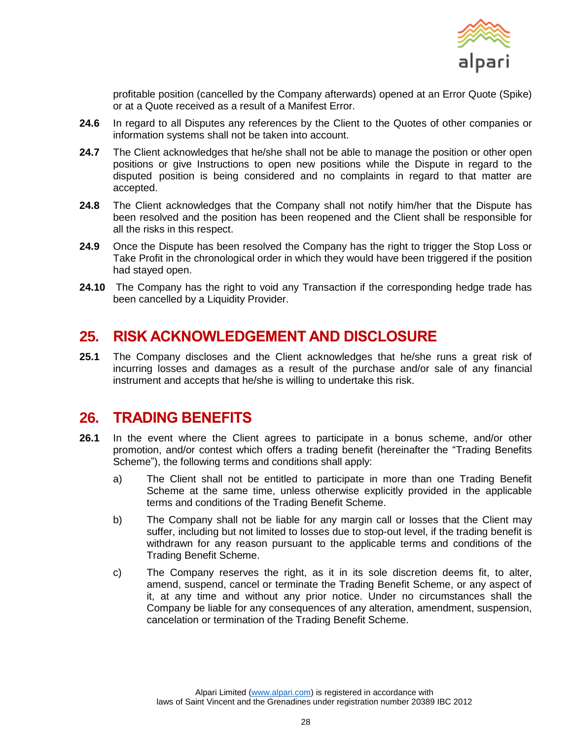profitable position (cancelled by the Company afterwards) opened at an Error Quote (Spike) or at a Quote received as a result of a Manifest Error.

**24.6** In regard to all Disputes any references by the Client to the Quotes of other companies or information systems shall not be taken into account.

**24.7** The Client acknowledges that he/she shall not be able to manage the position or other open positions or give Instructions to open new positions while the Dispute in regard to the disputed position is being considered and no complaints in regard to that matter are accepted.

**24.8** The Client acknowledges that the Company shall not notify him/her that the Dispute has been resolved and the position has been reopened and the Client shall be responsible for all the risks in this respect.

**24.9** Once the Dispute has been resolved the Company has the right to trigger the Stop Loss or Take Profit in the chronological order in which they would have been triggered if the position had stayed open.

**24.10** The Company has the right to void any Transaction if the corresponding hedge trade has been cancelled by a Liquidity Provider.

## 25. RISK ACKNOWLEDGEMENT AND DISCLOSURE

**25.1** The Company discloses and the Client acknowledges that he/she runs a great risk of incurring losses and damages as a result of the purchase and/or sale of any financial instrument and accepts that he/she is willing to undertake this risk.

## 26. TRADING BENEFITS

**26.1** In the event where the Client agrees to participate in a bonus scheme, and/or other promotion, and/or contest which offers a trading benefit (hereinafter the "Trading Benefits Scheme"), the following terms and conditions shall apply:

a) The Client shall not be entitled to participate in more than one Trading Benefit Scheme at the same time, unless otherwise explicitly provided in the applicable terms and conditions of the Trading Benefit Scheme.

b) The Company shall not be liable for any margin call or losses that the Client may suffer, including but not limited to losses due to stop-out level, if the trading benefit is withdrawn for any reason pursuant to the applicable terms and conditions of the Trading Benefit Scheme.

c) The Company reserves the right, as it in its sole discretion deems fit, to alter, amend, suspend, cancel or terminate the Trading Benefit Scheme, or any aspect of it, at any time and without any prior notice. Under no circumstances shall the Company be liable for any consequences of any alteration, amendment, suspension, cancelation or termination of the Trading Benefit Scheme.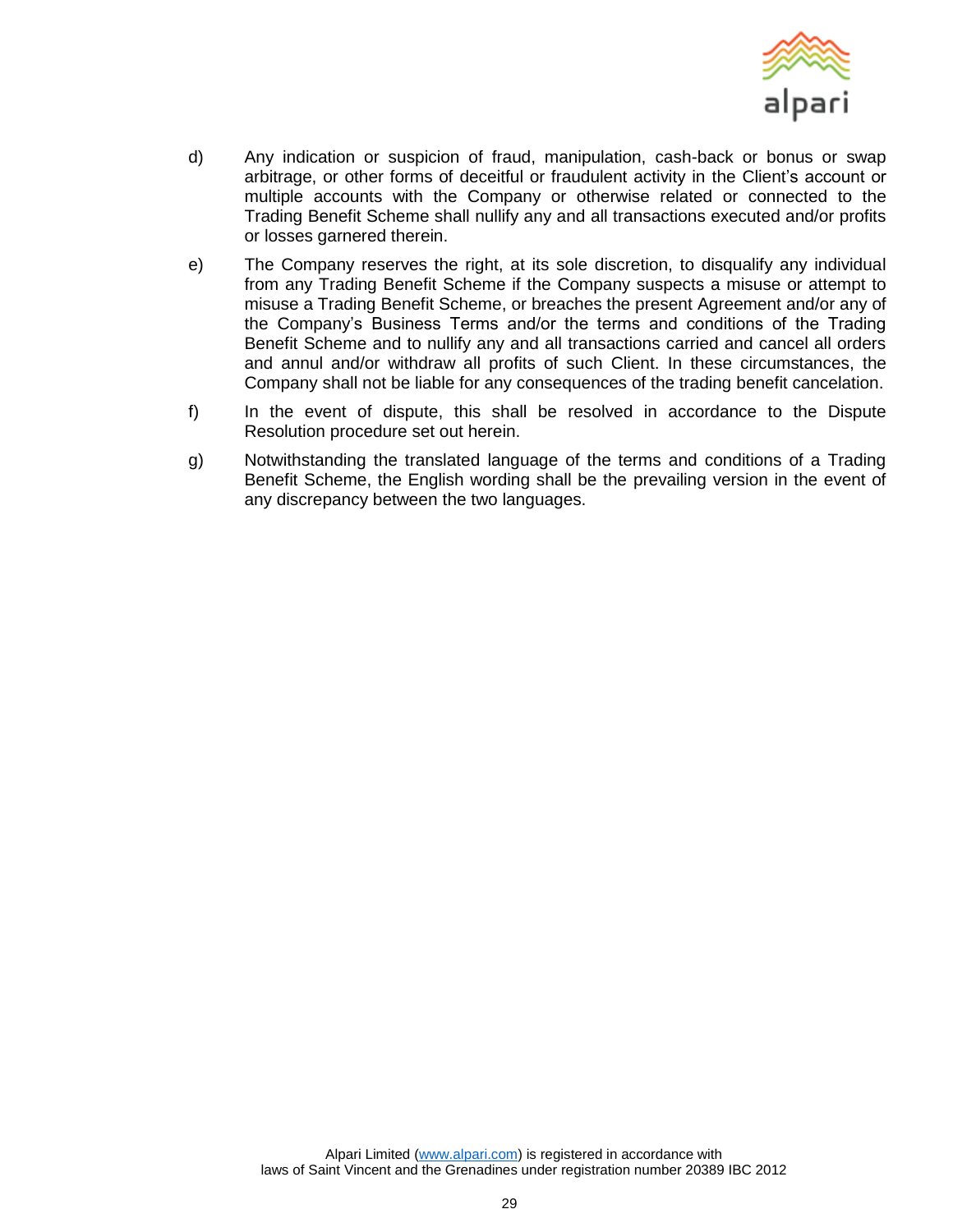d) Any indication or suspicion of fraud, manipulation, cash-back or bonus or swap arbitrage, or other forms of deceitful or fraudulent activity in the Client's account or multiple accounts with the Company or otherwise related or connected to the Trading Benefit Scheme shall nullify any and all transactions executed and/or profits or losses garnered therein.

e) The Company reserves the right, at its sole discretion, to disqualify any individual from any Trading Benefit Scheme if the Company suspects a misuse or attempt to misuse a Trading Benefit Scheme, or breaches the present Agreement and/or any of the Company's Business Terms and/or the terms and conditions of the Trading Benefit Scheme and to nullify any and all transactions carried and cancel all orders and annul and/or withdraw all profits of such Client. In these circumstances, the Company shall not be liable for any consequences of the trading benefit cancelation.

f) In the event of dispute, this shall be resolved in accordance to the Dispute Resolution procedure set out herein.

g) Notwithstanding the translated language of the terms and conditions of a Trading Benefit Scheme, the English wording shall be the prevailing version in the event of any discrepancy between the two languages.